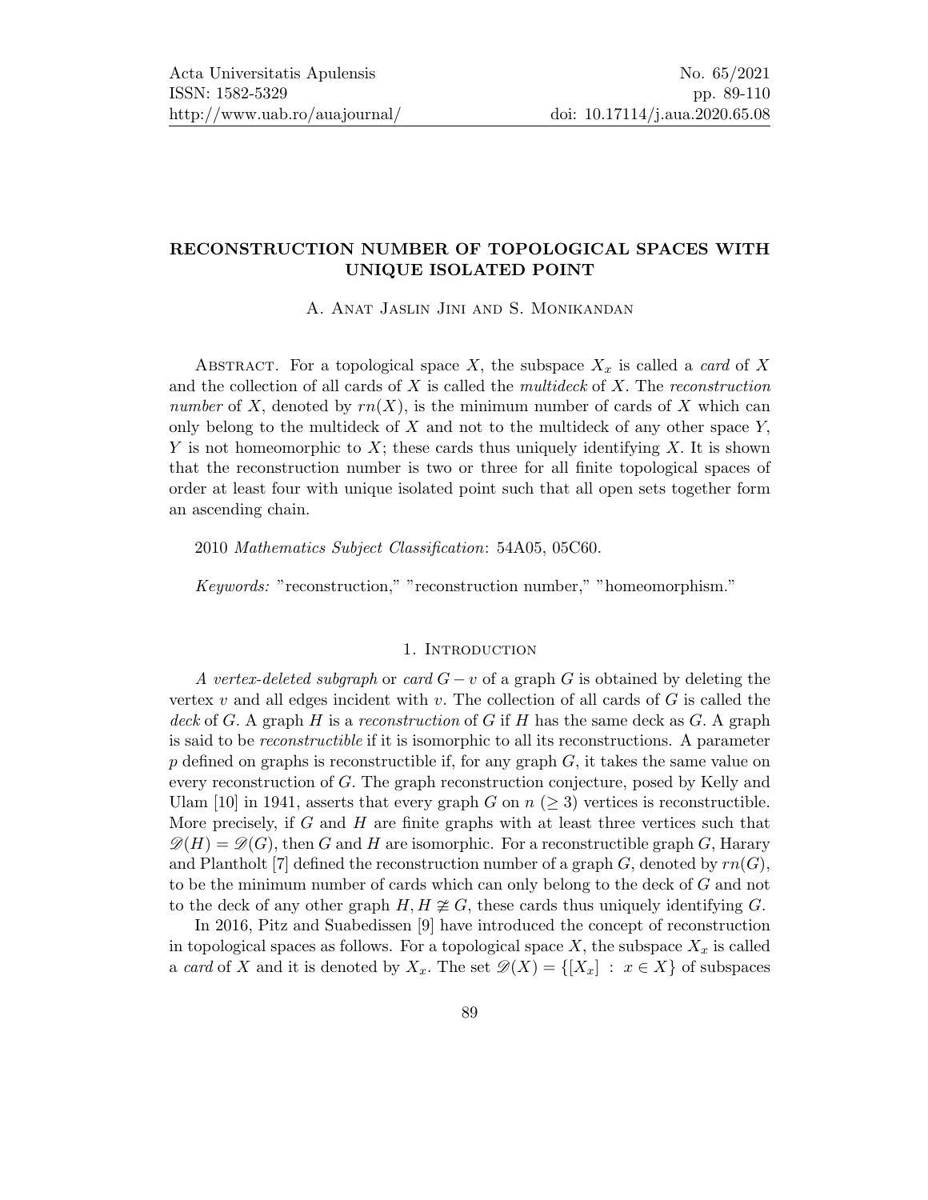# RECONSTRUCTION NUMBER OF TOPOLOGICAL SPACES WITH UNIQUE ISOLATED POINT

A. Anat Jaslin Jini and S. Monikandan

Abstract. For a topological space $X$, the subspace $X_x$ is called a *card* of $X$ and the collection of all cards of $X$ is called the *multideck* of $X$. The *reconstruction number* of $X$, denoted by $rn(X)$, is the minimum number of cards of $X$ which can only belong to the multideck of $X$ and not to the multideck of any other space $Y$, $Y$ is not homeomorphic to $X$; these cards thus uniquely identifying $X$. It is shown that the reconstruction number is two or three for all finite topological spaces of order at least four with unique isolated point such that all open sets together form an ascending chain.

2010 *Mathematics Subject Classification*: 54A05, 05C60.

*Keywords:* "reconstruction," "reconstruction number," "homeomorphism."

## 1. Introduction

*A vertex-deleted subgraph* or *card* $G - v$ of a graph $G$ is obtained by deleting the vertex $v$ and all edges incident with $v$. The collection of all cards of $G$ is called the *deck* of $G$. A graph $H$ is a *reconstruction* of $G$ if $H$ has the same deck as $G$. A graph is said to be *reconstructible* if it is isomorphic to all its reconstructions. A parameter $p$ defined on graphs is reconstructible if, for any graph $G$, it takes the same value on every reconstruction of $G$. The graph reconstruction conjecture, posed by Kelly and Ulam [10] in 1941, asserts that every graph $G$ on $n$ $(\geq 3)$ vertices is reconstructible. More precisely, if $G$ and $H$ are finite graphs with at least three vertices such that $\mathscr{D}(H) = \mathscr{D}(G)$, then $G$ and $H$ are isomorphic. For a reconstructible graph $G$, Harary and Plantholt [7] defined the reconstruction number of a graph $G$, denoted by $rn(G)$, to be the minimum number of cards which can only belong to the deck of $G$ and not to the deck of any other graph $H, H \ncong G$, these cards thus uniquely identifying $G$.

In 2016, Pitz and Suabedissen [9] have introduced the concept of reconstruction in topological spaces as follows. For a topological space $X$, the subspace $X_x$ is called a *card* of $X$ and it is denoted by $X_x$. The set $\mathscr{D}(X) = \{[X_x] : x \in X\}$ of subspaces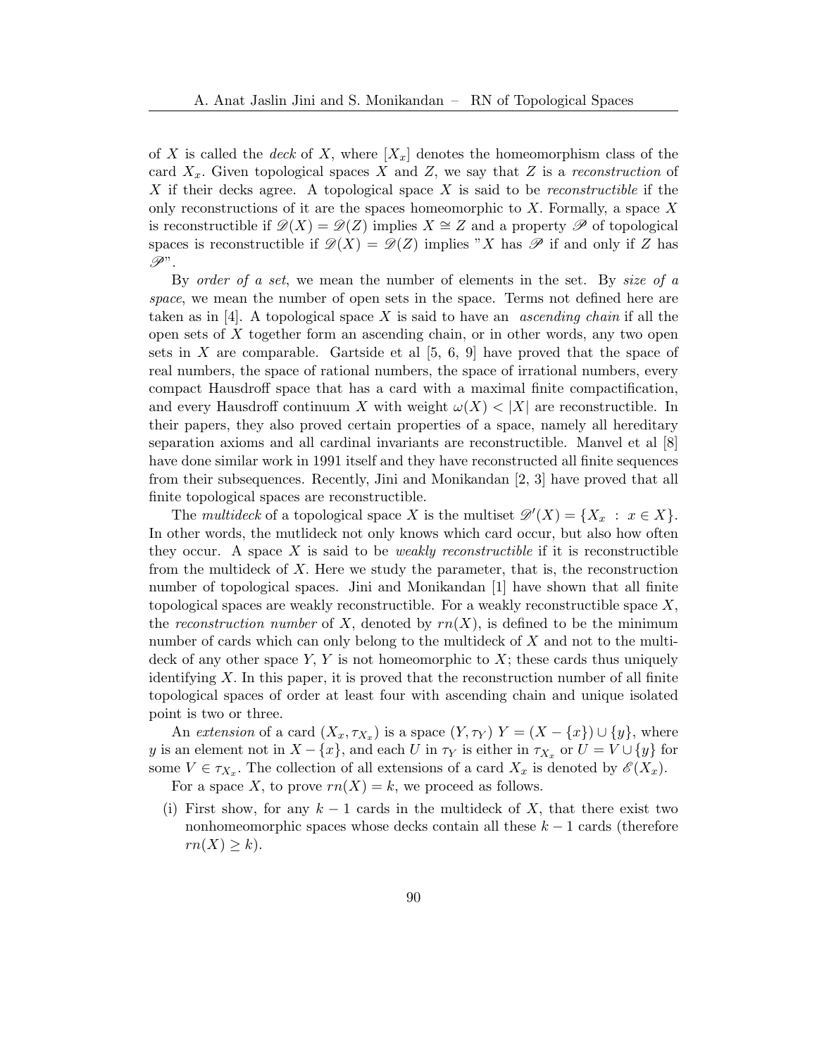of $X$ is called the *deck* of $X$, where $[X_x]$ denotes the homeomorphism class of the card $X_x$. Given topological spaces $X$ and $Z$, we say that $Z$ is a *reconstruction* of $X$ if their decks agree. A topological space $X$ is said to be *reconstructible* if the only reconstructions of it are the spaces homeomorphic to $X$. Formally, a space $X$ is reconstructible if $\mathscr{D}(X) = \mathscr{D}(Z)$ implies $X \cong Z$ and a property $\mathscr{P}$ of topological spaces is reconstructible if $\mathscr{D}(X) = \mathscr{D}(Z)$ implies "$X$ has $\mathscr{P}$ if and only if $Z$ has $\mathscr{P}$".

By *order of a set*, we mean the number of elements in the set. By *size of a space*, we mean the number of open sets in the space. Terms not defined here are taken as in [4]. A topological space $X$ is said to have an *ascending chain* if all the open sets of $X$ together form an ascending chain, or in other words, any two open sets in $X$ are comparable. Gartside et al [5, 6, 9] have proved that the space of real numbers, the space of rational numbers, the space of irrational numbers, every compact Hausdorff space that has a card with a maximal finite compactification, and every Hausdorff continuum $X$ with weight $\omega(X) < |X|$ are reconstructible. In their papers, they also proved certain properties of a space, namely all hereditary separation axioms and all cardinal invariants are reconstructible. Manvel et al [8] have done similar work in 1991 itself and they have reconstructed all finite sequences from their subsequences. Recently, Jini and Monikandan [2, 3] have proved that all finite topological spaces are reconstructible.

The *multideck* of a topological space $X$ is the multiset $\mathscr{D}'(X) = \{X_x \;:\; x \in X\}$. In other words, the mutlideck not only knows which card occur, but also how often they occur. A space $X$ is said to be *weakly reconstructible* if it is reconstructible from the multideck of $X$. Here we study the parameter, that is, the reconstruction number of topological spaces. Jini and Monikandan [1] have shown that all finite topological spaces are weakly reconstructible. For a weakly reconstructible space $X$, the *reconstruction number* of $X$, denoted by $rn(X)$, is defined to be the minimum number of cards which can only belong to the multideck of $X$ and not to the multideck of any other space $Y$, $Y$ is not homeomorphic to $X$; these cards thus uniquely identifying $X$. In this paper, it is proved that the reconstruction number of all finite topological spaces of order at least four with ascending chain and unique isolated point is two or three.

An *extension* of a card $(X_x, \tau_{X_x})$ is a space $(Y, \tau_Y)$ $Y = (X - \{x\}) \cup \{y\}$, where $y$ is an element not in $X - \{x\}$, and each $U$ in $\tau_Y$ is either in $\tau_{X_x}$ or $U = V \cup \{y\}$ for some $V \in \tau_{X_x}$. The collection of all extensions of a card $X_x$ is denoted by $\mathscr{E}(X_x)$.

For a space $X$, to prove $rn(X) = k$, we proceed as follows.

(i) First show, for any $k-1$ cards in the multideck of $X$, that there exist two nonhomeomorphic spaces whose decks contain all these $k-1$ cards (therefore $rn(X) \geq k$).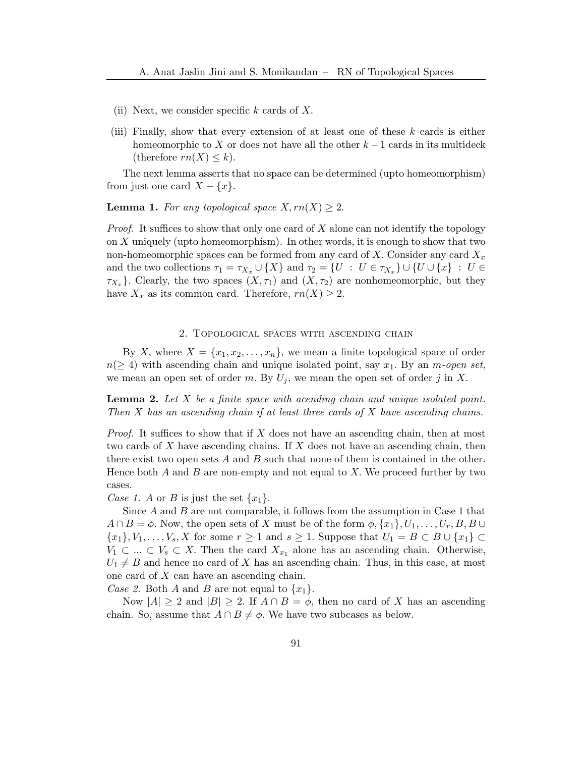(ii) Next, we consider specific $k$ cards of $X$.

(iii) Finally, show that every extension of at least one of these $k$ cards is either homeomorphic to $X$ or does not have all the other $k-1$ cards in its multideck (therefore $rn(X) \leq k$).

The next lemma asserts that no space can be determined (upto homeomorphism) from just one card $X - \{x\}$.

**Lemma 1.** *For any topological space $X, rn(X) \geq 2$.*

*Proof.* It suffices to show that only one card of $X$ alone can not identify the topology on $X$ uniquely (upto homeomorphism). In other words, it is enough to show that two non-homeomorphic spaces can be formed from any card of $X$. Consider any card $X_x$ and the two collections $\tau_1 = \tau_{X_x} \cup \{X\}$ and $\tau_2 = \{U : U \in \tau_{X_x}\} \cup \{U \cup \{x\} : U \in \tau_{X_x}\}$. Clearly, the two spaces $(X, \tau_1)$ and $(X, \tau_2)$ are nonhomeomorphic, but they have $X_x$ as its common card. Therefore, $rn(X) \geq 2$.

## 2. Topological spaces with ascending chain

By $X$, where $X = \{x_1, x_2, \ldots, x_n\}$, we mean a finite topological space of order $n(\geq 4)$ with ascending chain and unique isolated point, say $x_1$. By an *$m$-open set*, we mean an open set of order $m$. By $U_j$, we mean the open set of order $j$ in $X$.

**Lemma 2.** *Let $X$ be a finite space with acending chain and unique isolated point. Then $X$ has an ascending chain if at least three cards of $X$ have ascending chains.*

*Proof.* It suffices to show that if $X$ does not have an ascending chain, then at most two cards of $X$ have ascending chains. If $X$ does not have an ascending chain, then there exist two open sets $A$ and $B$ such that none of them is contained in the other. Hence both $A$ and $B$ are non-empty and not equal to $X$. We proceed further by two cases.

*Case 1.* $A$ or $B$ is just the set $\{x_1\}$.

Since $A$ and $B$ are not comparable, it follows from the assumption in Case 1 that $A \cap B = \phi$. Now, the open sets of $X$ must be of the form $\phi, \{x_1\}, U_1, \ldots, U_r, B, B \cup \{x_1\}, V_1, \ldots, V_s, X$ for some $r \geq 1$ and $s \geq 1$. Suppose that $U_1 = B \subset B \cup \{x_1\} \subset V_1 \subset \ldots \subset V_s \subset X$. Then the card $X_{x_1}$ alone has an ascending chain. Otherwise, $U_1 \neq B$ and hence no card of $X$ has an ascending chain. Thus, in this case, at most one card of $X$ can have an ascending chain.

*Case 2.* Both $A$ and $B$ are not equal to $\{x_1\}$.

Now $|A| \geq 2$ and $|B| \geq 2$. If $A \cap B = \phi$, then no card of $X$ has an ascending chain. So, assume that $A \cap B \neq \phi$. We have two subcases as below.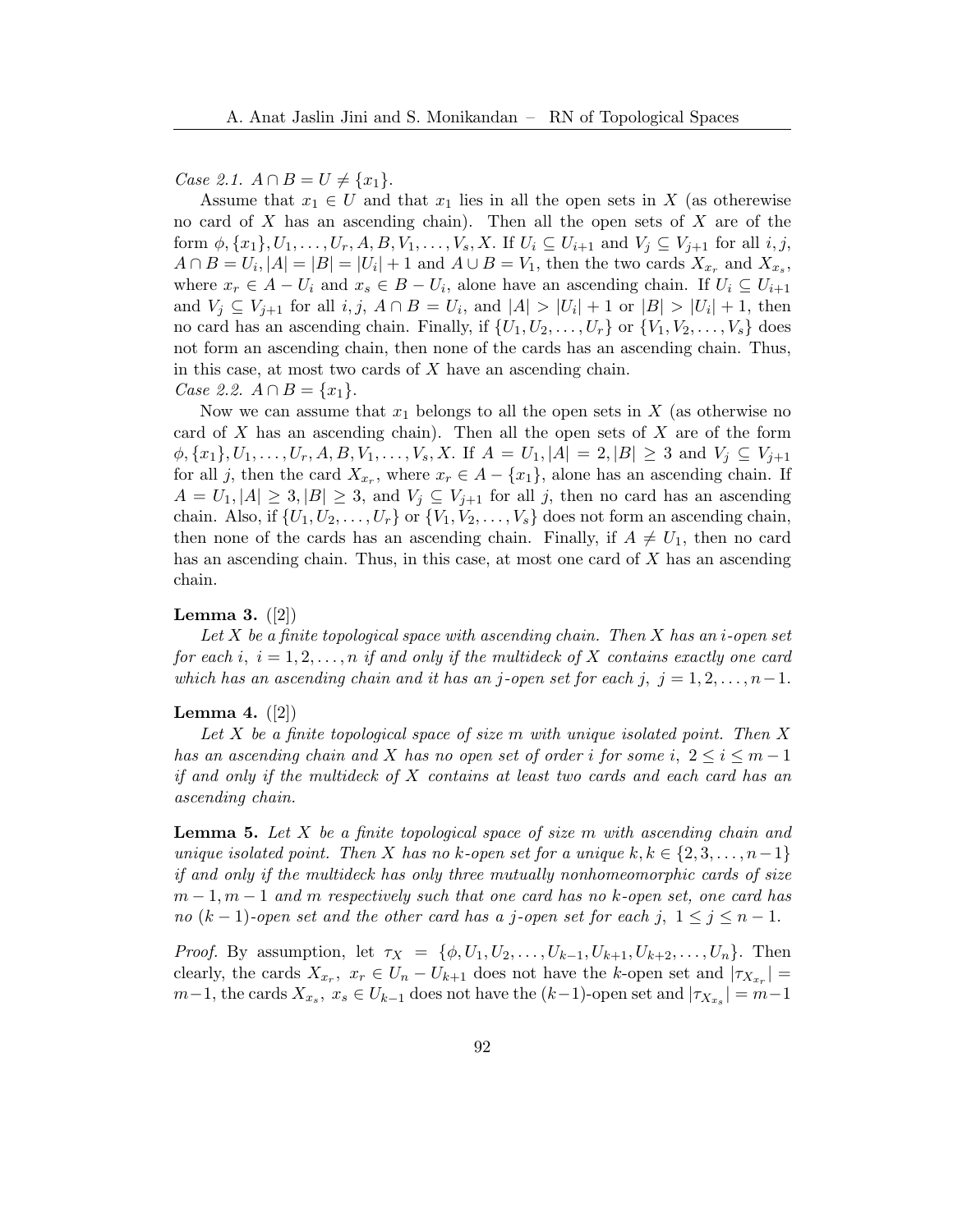*Case 2.1.* $A \cap B = U \neq \{x_1\}$.

Assume that $x_1 \in U$ and that $x_1$ lies in all the open sets in $X$ (as otherewise no card of $X$ has an ascending chain). Then all the open sets of $X$ are of the form $\phi, \{x_1\}, U_1, \ldots, U_r, A, B, V_1, \ldots, V_s, X$. If $U_i \subseteq U_{i+1}$ and $V_j \subseteq V_{j+1}$ for all $i, j$, $A \cap B = U_i, |A| = |B| = |U_i| + 1$ and $A \cup B = V_1$, then the two cards $X_{x_r}$ and $X_{x_s}$, where $x_r \in A - U_i$ and $x_s \in B - U_i$, alone have an ascending chain. If $U_i \subseteq U_{i+1}$ and $V_j \subseteq V_{j+1}$ for all $i, j$, $A \cap B = U_i$, and $|A| > |U_i| + 1$ or $|B| > |U_i| + 1$, then no card has an ascending chain. Finally, if $\{U_1, U_2, \ldots, U_r\}$ or $\{V_1, V_2, \ldots, V_s\}$ does not form an ascending chain, then none of the cards has an ascending chain. Thus, in this case, at most two cards of $X$ have an ascending chain.

*Case 2.2.* $A \cap B = \{x_1\}$.

Now we can assume that $x_1$ belongs to all the open sets in $X$ (as otherwise no card of $X$ has an ascending chain). Then all the open sets of $X$ are of the form $\phi, \{x_1\}, U_1, \ldots, U_r, A, B, V_1, \ldots, V_s, X$. If $A = U_1, |A| = 2, |B| \geq 3$ and $V_j \subseteq V_{j+1}$ for all $j$, then the card $X_{x_r}$, where $x_r \in A - \{x_1\}$, alone has an ascending chain. If $A = U_1, |A| \geq 3, |B| \geq 3$, and $V_j \subseteq V_{j+1}$ for all $j$, then no card has an ascending chain. Also, if $\{U_1, U_2, \ldots, U_r\}$ or $\{V_1, V_2, \ldots, V_s\}$ does not form an ascending chain, then none of the cards has an ascending chain. Finally, if $A \neq U_1$, then no card has an ascending chain. Thus, in this case, at most one card of $X$ has an ascending chain.

**Lemma 3.** ([2])

*Let $X$ be a finite topological space with ascending chain. Then $X$ has an $i$-open set for each $i$, $i = 1, 2, \ldots, n$ if and only if the multideck of $X$ contains exactly one card which has an ascending chain and it has an $j$-open set for each $j$, $j = 1, 2, \ldots, n-1$.*

**Lemma 4.** ([2])

*Let $X$ be a finite topological space of size $m$ with unique isolated point. Then $X$ has an ascending chain and $X$ has no open set of order $i$ for some $i$, $2 \leq i \leq m-1$ if and only if the multideck of $X$ contains at least two cards and each card has an ascending chain.*

**Lemma 5.** *Let $X$ be a finite topological space of size $m$ with ascending chain and unique isolated point. Then $X$ has no $k$-open set for a unique $k, k \in \{2, 3, \ldots, n-1\}$ if and only if the multideck has only three mutually nonhomeomorphic cards of size $m-1, m-1$ and $m$ respectively such that one card has no $k$-open set, one card has no $(k-1)$-open set and the other card has a $j$-open set for each $j$, $1 \leq j \leq n-1$.*

*Proof.* By assumption, let $\tau_X = \{\phi, U_1, U_2, \ldots, U_{k-1}, U_{k+1}, U_{k+2}, \ldots, U_n\}$. Then clearly, the cards $X_{x_r}$, $x_r \in U_n - U_{k+1}$ does not have the $k$-open set and $|\tau_{X_{x_r}}| = m-1$, the cards $X_{x_s}$, $x_s \in U_{k-1}$ does not have the $(k-1)$-open set and $|\tau_{X_{x_s}}| = m-1$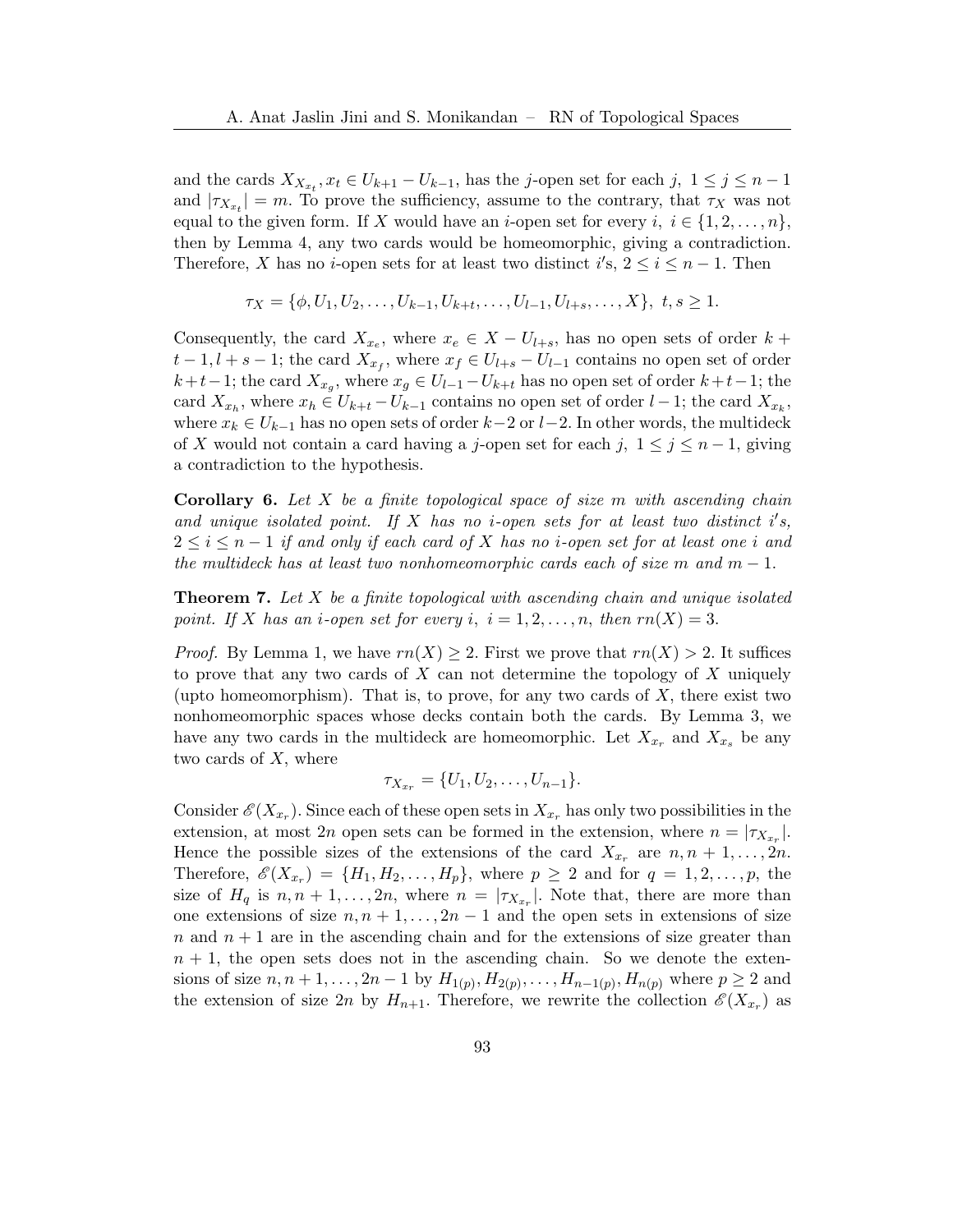and the cards $X_{X_{x_t}}, x_t \in U_{k+1} - U_{k-1}$, has the $j$-open set for each $j$, $1 \leq j \leq n-1$ and $|\tau_{X_{x_t}}| = m$. To prove the sufficiency, assume to the contrary, that $\tau_X$ was not equal to the given form. If $X$ would have an $i$-open set for every $i$, $i \in \{1, 2, \ldots, n\}$, then by Lemma 4, any two cards would be homeomorphic, giving a contradiction. Therefore, $X$ has no $i$-open sets for at least two distinct $i$'s, $2 \leq i \leq n-1$. Then

$$\tau_X = \{\phi, U_1, U_2, \ldots, U_{k-1}, U_{k+t}, \ldots, U_{l-1}, U_{l+s}, \ldots, X\},\ t, s \geq 1.$$

Consequently, the card $X_{x_e}$, where $x_e \in X - U_{l+s}$, has no open sets of order $k + t - 1, l + s - 1$; the card $X_{x_f}$, where $x_f \in U_{l+s} - U_{l-1}$ contains no open set of order $k+t-1$; the card $X_{x_g}$, where $x_g \in U_{l-1} - U_{k+t}$ has no open set of order $k+t-1$; the card $X_{x_h}$, where $x_h \in U_{k+t} - U_{k-1}$ contains no open set of order $l-1$; the card $X_{x_k}$, where $x_k \in U_{k-1}$ has no open sets of order $k-2$ or $l-2$. In other words, the multideck of $X$ would not contain a card having a $j$-open set for each $j$, $1 \leq j \leq n-1$, giving a contradiction to the hypothesis.

**Corollary 6.** *Let $X$ be a finite topological space of size $m$ with ascending chain and unique isolated point. If $X$ has no $i$-open sets for at least two distinct $i'$s, $2 \leq i \leq n-1$ if and only if each card of $X$ has no $i$-open set for at least one $i$ and the multideck has at least two nonhomeomorphic cards each of size $m$ and $m-1$.*

**Theorem 7.** *Let $X$ be a finite topological with ascending chain and unique isolated point. If $X$ has an $i$-open set for every $i$, $i = 1, 2, \ldots, n$, then $rn(X) = 3$.*

*Proof.* By Lemma 1, we have $rn(X) \geq 2$. First we prove that $rn(X) > 2$. It suffices to prove that any two cards of $X$ can not determine the topology of $X$ uniquely (upto homeomorphism). That is, to prove, for any two cards of $X$, there exist two nonhomeomorphic spaces whose decks contain both the cards. By Lemma 3, we have any two cards in the multideck are homeomorphic. Let $X_{x_r}$ and $X_{x_s}$ be any two cards of $X$, where

$$\tau_{X_{x_r}} = \{U_1, U_2, \ldots, U_{n-1}\}.$$

Consider $\mathscr{E}(X_{x_r})$. Since each of these open sets in $X_{x_r}$ has only two possibilities in the extension, at most $2n$ open sets can be formed in the extension, where $n = |\tau_{X_{x_r}}|$. Hence the possible sizes of the extensions of the card $X_{x_r}$ are $n, n+1, \ldots, 2n$. Therefore, $\mathscr{E}(X_{x_r}) = \{H_1, H_2, \ldots, H_p\}$, where $p \geq 2$ and for $q = 1, 2, \ldots, p$, the size of $H_q$ is $n, n+1, \ldots, 2n$, where $n = |\tau_{X_{x_r}}|$. Note that, there are more than one extensions of size $n, n+1, \ldots, 2n-1$ and the open sets in extensions of size $n$ and $n+1$ are in the ascending chain and for the extensions of size greater than $n+1$, the open sets does not in the ascending chain. So we denote the extensions of size $n, n+1, \ldots, 2n-1$ by $H_{1(p)}, H_{2(p)}, \ldots, H_{n-1(p)}, H_{n(p)}$ where $p \geq 2$ and the extension of size $2n$ by $H_{n+1}$. Therefore, we rewrite the collection $\mathscr{E}(X_{x_r})$ as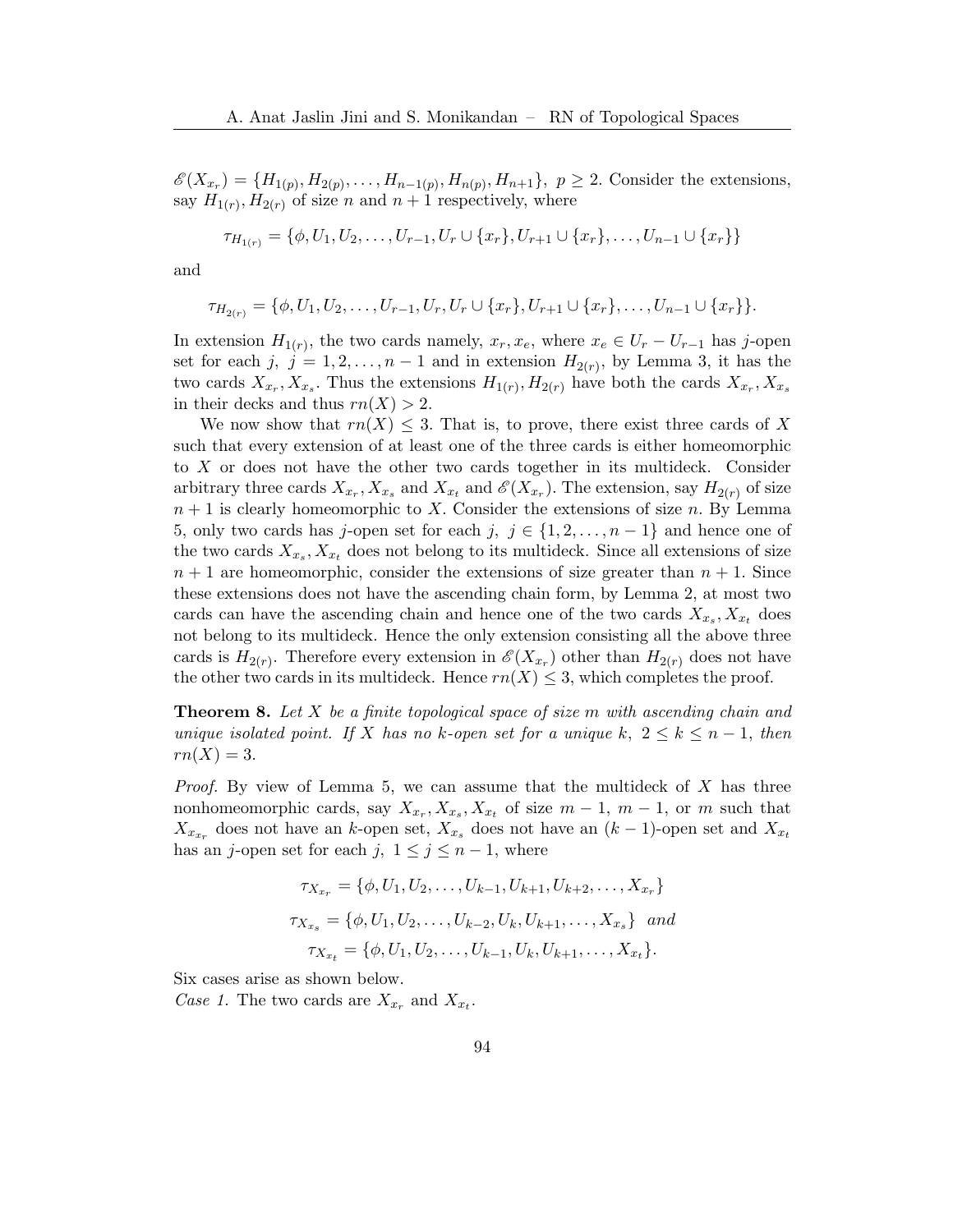$\mathscr{E}(X_{x_r}) = \{H_{1(p)}, H_{2(p)}, \ldots, H_{n-1(p)}, H_{n(p)}, H_{n+1}\}$, $p \geq 2$. Consider the extensions, say $H_{1(r)}, H_{2(r)}$ of size $n$ and $n+1$ respectively, where

$$\tau_{H_{1(r)}} = \{\phi, U_1, U_2, \ldots, U_{r-1}, U_r \cup \{x_r\}, U_{r+1} \cup \{x_r\}, \ldots, U_{n-1} \cup \{x_r\}\}$$

and

$$\tau_{H_{2(r)}} = \{\phi, U_1, U_2, \ldots, U_{r-1}, U_r, U_r \cup \{x_r\}, U_{r+1} \cup \{x_r\}, \ldots, U_{n-1} \cup \{x_r\}\}.$$

In extension $H_{1(r)}$, the two cards namely, $x_r, x_e$, where $x_e \in U_r - U_{r-1}$ has $j$-open set for each $j$, $j = 1, 2, \ldots, n-1$ and in extension $H_{2(r)}$, by Lemma 3, it has the two cards $X_{x_r}, X_{x_s}$. Thus the extensions $H_{1(r)}, H_{2(r)}$ have both the cards $X_{x_r}, X_{x_s}$ in their decks and thus $rn(X) > 2$.

We now show that $rn(X) \leq 3$. That is, to prove, there exist three cards of $X$ such that every extension of at least one of the three cards is either homeomorphic to $X$ or does not have the other two cards together in its multideck. Consider arbitrary three cards $X_{x_r}, X_{x_s}$ and $X_{x_t}$ and $\mathscr{E}(X_{x_r})$. The extension, say $H_{2(r)}$ of size $n+1$ is clearly homeomorphic to $X$. Consider the extensions of size $n$. By Lemma 5, only two cards has $j$-open set for each $j$, $j \in \{1, 2, \ldots, n-1\}$ and hence one of the two cards $X_{x_s}, X_{x_t}$ does not belong to its multideck. Since all extensions of size $n+1$ are homeomorphic, consider the extensions of size greater than $n+1$. Since these extensions does not have the ascending chain form, by Lemma 2, at most two cards can have the ascending chain and hence one of the two cards $X_{x_s}, X_{x_t}$ does not belong to its multideck. Hence the only extension consisting all the above three cards is $H_{2(r)}$. Therefore every extension in $\mathscr{E}(X_{x_r})$ other than $H_{2(r)}$ does not have the other two cards in its multideck. Hence $rn(X) \leq 3$, which completes the proof.

**Theorem 8.** *Let $X$ be a finite topological space of size $m$ with ascending chain and unique isolated point. If $X$ has no $k$-open set for a unique $k$, $2 \leq k \leq n-1$, then $rn(X) = 3$.*

*Proof.* By view of Lemma 5, we can assume that the multideck of $X$ has three nonhomeomorphic cards, say $X_{x_r}, X_{x_s}, X_{x_t}$ of size $m-1$, $m-1$, or $m$ such that $X_{x_{x_r}}$ does not have an $k$-open set, $X_{x_s}$ does not have an $(k-1)$-open set and $X_{x_t}$ has an $j$-open set for each $j$, $1 \leq j \leq n-1$, where

$$\tau_{X_{x_r}} = \{\phi, U_1, U_2, \ldots, U_{k-1}, U_{k+1}, U_{k+2}, \ldots, X_{x_r}\}$$

$$\tau_{X_{x_s}} = \{\phi, U_1, U_2, \ldots, U_{k-2}, U_k, U_{k+1}, \ldots, X_{x_s}\} \text{ and}$$

$$\tau_{X_{x_t}} = \{\phi, U_1, U_2, \ldots, U_{k-1}, U_k, U_{k+1}, \ldots, X_{x_t}\}.$$

Six cases arise as shown below.

*Case 1.* The two cards are $X_{x_r}$ and $X_{x_t}$.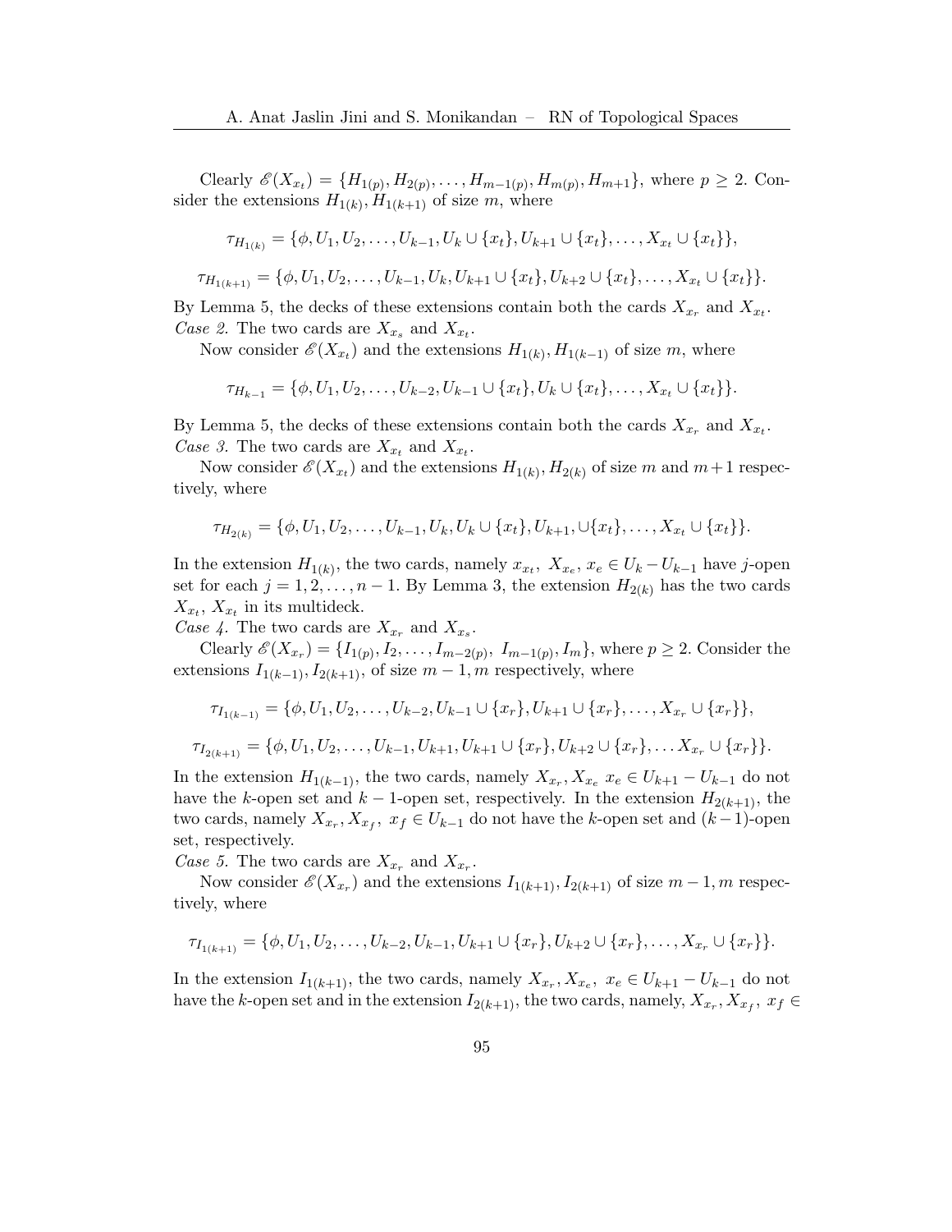Clearly $\mathscr{E}(X_{x_t}) = \{H_{1(p)}, H_{2(p)}, \ldots, H_{m-1(p)}, H_{m(p)}, H_{m+1}\}$, where $p \geq 2$. Consider the extensions $H_{1(k)}, H_{1(k+1)}$ of size $m$, where

$$\tau_{H_{1(k)}} = \{\phi, U_1, U_2, \ldots, U_{k-1}, U_k \cup \{x_t\}, U_{k+1} \cup \{x_t\}, \ldots, X_{x_t} \cup \{x_t\}\},$$

$$\tau_{H_{1(k+1)}} = \{\phi, U_1, U_2, \ldots, U_{k-1}, U_k, U_{k+1} \cup \{x_t\}, U_{k+2} \cup \{x_t\}, \ldots, X_{x_t} \cup \{x_t\}\}.$$

By Lemma 5, the decks of these extensions contain both the cards $X_{x_r}$ and $X_{x_t}$.

*Case 2.* The two cards are $X_{x_s}$ and $X_{x_t}$.

Now consider $\mathscr{E}(X_{x_t})$ and the extensions $H_{1(k)}, H_{1(k-1)}$ of size $m$, where

$$\tau_{H_{k-1}} = \{\phi, U_1, U_2, \ldots, U_{k-2}, U_{k-1} \cup \{x_t\}, U_k \cup \{x_t\}, \ldots, X_{x_t} \cup \{x_t\}\}.$$

By Lemma 5, the decks of these extensions contain both the cards $X_{x_r}$ and $X_{x_t}$.

*Case 3.* The two cards are $X_{x_t}$ and $X_{x_t}$.

Now consider $\mathscr{E}(X_{x_t})$ and the extensions $H_{1(k)}, H_{2(k)}$ of size $m$ and $m+1$ respectively, where

$$\tau_{H_{2(k)}} = \{\phi, U_1, U_2, \ldots, U_{k-1}, U_k, U_k \cup \{x_t\}, U_{k+1}, \cup\{x_t\}, \ldots, X_{x_t} \cup \{x_t\}\}.$$

In the extension $H_{1(k)}$, the two cards, namely $x_{x_t},\ X_{x_e},\ x_e \in U_k - U_{k-1}$ have $j$-open set for each $j = 1, 2, \ldots, n-1$. By Lemma 3, the extension $H_{2(k)}$ has the two cards $X_{x_t},\ X_{x_t}$ in its multideck.

*Case 4.* The two cards are $X_{x_r}$ and $X_{x_s}$.

Clearly $\mathscr{E}(X_{x_r}) = \{I_{1(p)}, I_2, \ldots, I_{m-2(p)},\ I_{m-1(p)}, I_m\}$, where $p \geq 2$. Consider the extensions $I_{1(k-1)}, I_{2(k+1)}$, of size $m-1, m$ respectively, where

$$\tau_{I_{1(k-1)}} = \{\phi, U_1, U_2, \ldots, U_{k-2}, U_{k-1} \cup \{x_r\}, U_{k+1} \cup \{x_r\}, \ldots, X_{x_r} \cup \{x_r\}\},$$

$$\tau_{I_{2(k+1)}} = \{\phi, U_1, U_2, \ldots, U_{k-1}, U_{k+1}, U_{k+1} \cup \{x_r\}, U_{k+2} \cup \{x_r\}, \ldots X_{x_r} \cup \{x_r\}\}.$$

In the extension $H_{1(k-1)}$, the two cards, namely $X_{x_r}, X_{x_e}\ x_e \in U_{k+1} - U_{k-1}$ do not have the $k$-open set and $k-1$-open set, respectively. In the extension $H_{2(k+1)}$, the two cards, namely $X_{x_r}, X_{x_f},\ x_f \in U_{k-1}$ do not have the $k$-open set and $(k-1)$-open set, respectively.

*Case 5.* The two cards are $X_{x_r}$ and $X_{x_r}$.

Now consider $\mathscr{E}(X_{x_r})$ and the extensions $I_{1(k+1)}, I_{2(k+1)}$ of size $m-1, m$ respectively, where

$$\tau_{I_{1(k+1)}} = \{\phi, U_1, U_2, \ldots, U_{k-2}, U_{k-1}, U_{k+1} \cup \{x_r\}, U_{k+2} \cup \{x_r\}, \ldots, X_{x_r} \cup \{x_r\}\}.$$

In the extension $I_{1(k+1)}$, the two cards, namely $X_{x_r}, X_{x_e},\ x_e \in U_{k+1} - U_{k-1}$ do not have the $k$-open set and in the extension $I_{2(k+1)}$, the two cards, namely, $X_{x_r}, X_{x_f},\ x_f \in$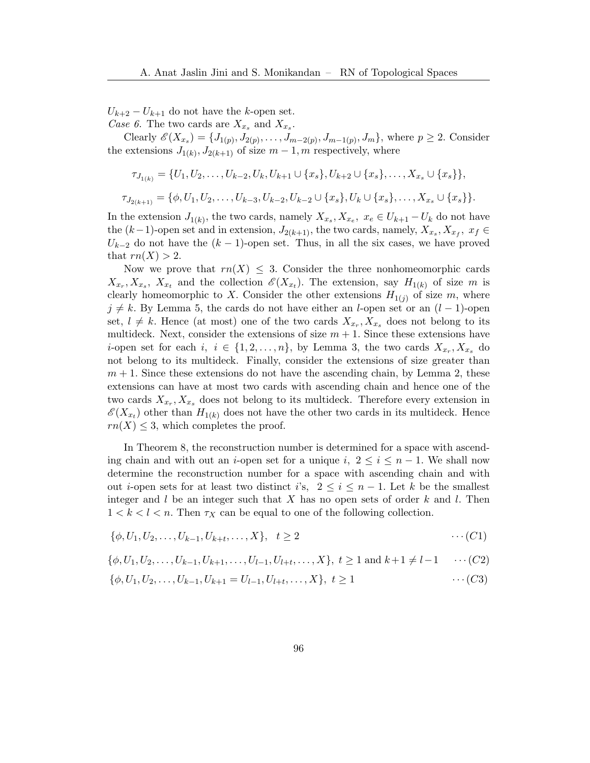$U_{k+2} - U_{k+1}$ do not have the $k$-open set.

*Case 6.* The two cards are $X_{x_s}$ and $X_{x_s}$.

Clearly $\mathscr{E}(X_{x_s}) = \{J_{1(p)}, J_{2(p)}, \ldots, J_{m-2(p)}, J_{m-1(p)}, J_m\}$, where $p \geq 2$. Consider the extensions $J_{1(k)}, J_{2(k+1)}$ of size $m-1, m$ respectively, where

$$\tau_{J_{1(k)}} = \{U_1, U_2, \ldots, U_{k-2}, U_k, U_{k+1} \cup \{x_s\}, U_{k+2} \cup \{x_s\}, \ldots, X_{x_s} \cup \{x_s\}\},$$

$$\tau_{J_{2(k+1)}} = \{\phi, U_1, U_2, \ldots, U_{k-3}, U_{k-2}, U_{k-2} \cup \{x_s\}, U_k \cup \{x_s\}, \ldots, X_{x_s} \cup \{x_s\}\}.$$

In the extension $J_{1(k)}$, the two cards, namely $X_{x_s}, X_{x_e},\ x_e \in U_{k+1} - U_k$ do not have the $(k-1)$-open set and in extension, $J_{2(k+1)}$, the two cards, namely, $X_{x_s}, X_{x_f},\ x_f \in U_{k-2}$ do not have the $(k-1)$-open set. Thus, in all the six cases, we have proved that $rn(X) > 2$.

Now we prove that $rn(X) \leq 3$. Consider the three nonhomeomorphic cards $X_{x_r}, X_{x_s},\ X_{x_t}$ and the collection $\mathscr{E}(X_{x_t})$. The extension, say $H_{1(k)}$ of size $m$ is clearly homeomorphic to $X$. Consider the other extensions $H_{1(j)}$ of size $m$, where $j \neq k$. By Lemma 5, the cards do not have either an $l$-open set or an $(l-1)$-open set, $l \neq k$. Hence (at most) one of the two cards $X_{x_r}, X_{x_s}$ does not belong to its multideck. Next, consider the extensions of size $m+1$. Since these extensions have $i$-open set for each $i,\ i \in \{1, 2, \ldots, n\}$, by Lemma 3, the two cards $X_{x_r}, X_{x_s}$ do not belong to its multideck. Finally, consider the extensions of size greater than $m+1$. Since these extensions do not have the ascending chain, by Lemma 2, these extensions can have at most two cards with ascending chain and hence one of the two cards $X_{x_r}, X_{x_s}$ does not belong to its multideck. Therefore every extension in $\mathscr{E}(X_{x_t})$ other than $H_{1(k)}$ does not have the other two cards in its multideck. Hence $rn(X) \leq 3$, which completes the proof.

In Theorem 8, the reconstruction number is determined for a space with ascending chain and with out an $i$-open set for a unique $i,\ 2 \leq i \leq n-1$. We shall now determine the reconstruction number for a space with ascending chain and with out $i$-open sets for at least two distinct $i$'s, $\ 2 \leq i \leq n-1$. Let $k$ be the smallest integer and $l$ be an integer such that $X$ has no open sets of order $k$ and $l$. Then $1 < k < l < n$. Then $\tau_X$ can be equal to one of the following collection.

$$\{\phi, U_1, U_2, \ldots, U_{k-1}, U_{k+t}, \ldots, X\}, \quad t \geq 2 \qquad \cdots (C1)$$

$$\{\phi, U_1, U_2, \ldots, U_{k-1}, U_{k+1}, \ldots, U_{l-1}, U_{l+t}, \ldots, X\},\ t \geq 1 \text{ and } k+1 \neq l-1 \qquad \cdots (C2)$$

$$\{\phi, U_1, U_2, \ldots, U_{k-1}, U_{k+1} = U_{l-1}, U_{l+t}, \ldots, X\},\ t \geq 1 \qquad \cdots (C3)$$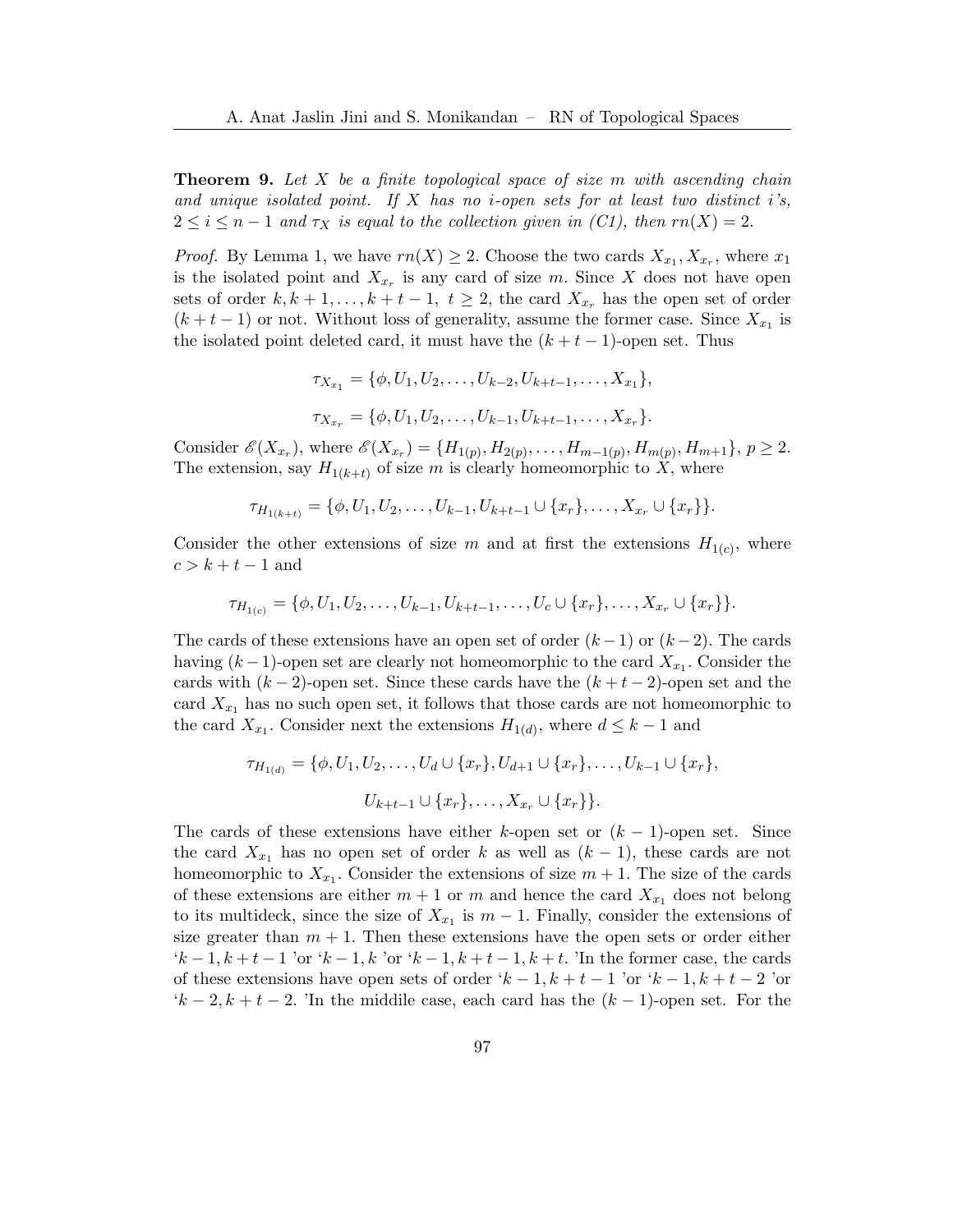**Theorem 9.** *Let $X$ be a finite topological space of size $m$ with ascending chain and unique isolated point. If $X$ has no $i$-open sets for at least two distinct $i$'s, $2 \leq i \leq n-1$ and $\tau_X$ is equal to the collection given in (C1), then $rn(X) = 2$.*

*Proof.* By Lemma 1, we have $rn(X) \geq 2$. Choose the two cards $X_{x_1}, X_{x_r}$, where $x_1$ is the isolated point and $X_{x_r}$ is any card of size $m$. Since $X$ does not have open sets of order $k, k+1, \ldots, k+t-1,\ t \geq 2$, the card $X_{x_r}$ has the open set of order $(k+t-1)$ or not. Without loss of generality, assume the former case. Since $X_{x_1}$ is the isolated point deleted card, it must have the $(k+t-1)$-open set. Thus

$$\tau_{X_{x_1}} = \{\phi, U_1, U_2, \ldots, U_{k-2}, U_{k+t-1}, \ldots, X_{x_1}\},$$

$$\tau_{X_{x_r}} = \{\phi, U_1, U_2, \ldots, U_{k-1}, U_{k+t-1}, \ldots, X_{x_r}\}.$$

Consider $\mathscr{E}(X_{x_r})$, where $\mathscr{E}(X_{x_r}) = \{H_{1(p)}, H_{2(p)}, \ldots, H_{m-1(p)}, H_{m(p)}, H_{m+1}\}$, $p \geq 2$. The extension, say $H_{1(k+t)}$ of size $m$ is clearly homeomorphic to $X$, where

$$\tau_{H_{1(k+t)}} = \{\phi, U_1, U_2, \ldots, U_{k-1}, U_{k+t-1} \cup \{x_r\}, \ldots, X_{x_r} \cup \{x_r\}\}.$$

Consider the other extensions of size $m$ and at first the extensions $H_{1(c)}$, where $c > k+t-1$ and

$$\tau_{H_{1(c)}} = \{\phi, U_1, U_2, \ldots, U_{k-1}, U_{k+t-1}, \ldots, U_c \cup \{x_r\}, \ldots, X_{x_r} \cup \{x_r\}\}.$$

The cards of these extensions have an open set of order $(k-1)$ or $(k-2)$. The cards having $(k-1)$-open set are clearly not homeomorphic to the card $X_{x_1}$. Consider the cards with $(k-2)$-open set. Since these cards have the $(k+t-2)$-open set and the card $X_{x_1}$ has no such open set, it follows that those cards are not homeomorphic to the card $X_{x_1}$. Consider next the extensions $H_{1(d)}$, where $d \leq k-1$ and

$$\tau_{H_{1(d)}} = \{\phi, U_1, U_2, \ldots, U_d \cup \{x_r\}, U_{d+1} \cup \{x_r\}, \ldots, U_{k-1} \cup \{x_r\},$$
$$U_{k+t-1} \cup \{x_r\}, \ldots, X_{x_r} \cup \{x_r\}\}.$$

The cards of these extensions have either $k$-open set or $(k-1)$-open set. Since the card $X_{x_1}$ has no open set of order $k$ as well as $(k-1)$, these cards are not homeomorphic to $X_{x_1}$. Consider the extensions of size $m+1$. The size of the cards of these extensions are either $m+1$ or $m$ and hence the card $X_{x_1}$ does not belong to its multideck, since the size of $X_{x_1}$ is $m-1$. Finally, consider the extensions of size greater than $m+1$. Then these extensions have the open sets or order either '$k-1, k+t-1$ 'or '$k-1, k$ 'or '$k-1, k+t-1, k+t$. 'In the former case, the cards of these extensions have open sets of order '$k-1, k+t-1$ 'or '$k-1, k+t-2$ 'or '$k-2, k+t-2$. 'In the middile case, each card has the $(k-1)$-open set. For the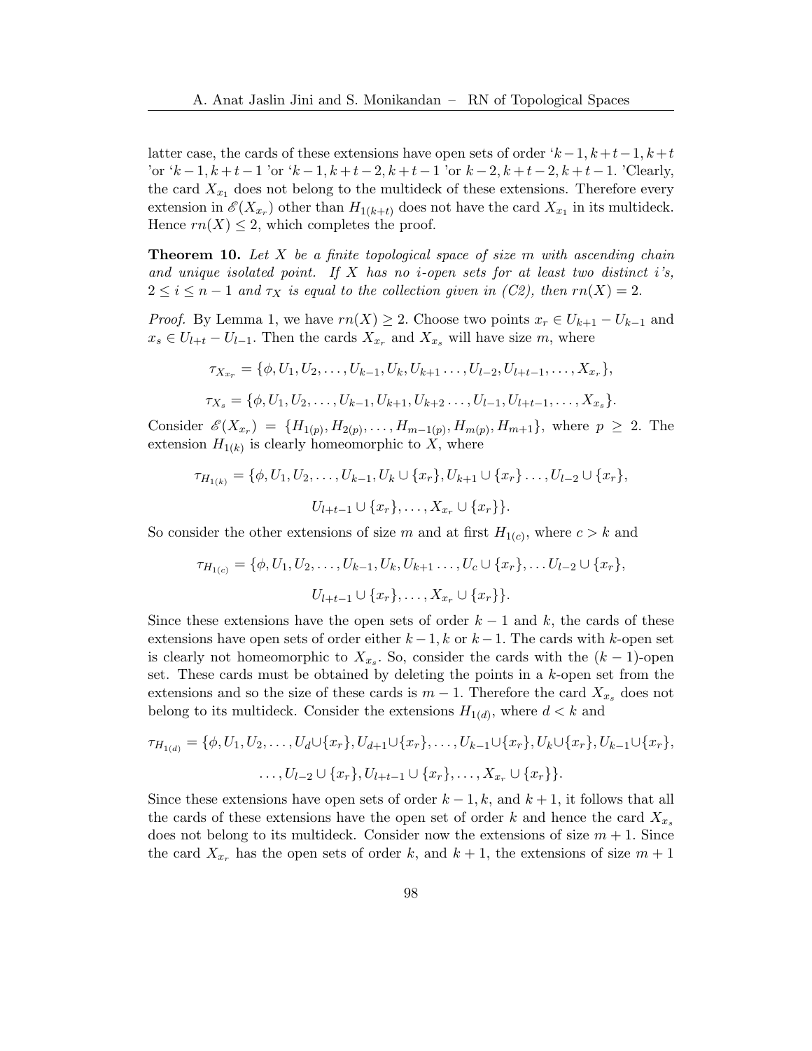latter case, the cards of these extensions have open sets of order '$k-1, k+t-1, k+t$ 'or '$k-1, k+t-1$ 'or '$k-1, k+t-2, k+t-1$ 'or $k-2, k+t-2, k+t-1$. 'Clearly, the card $X_{x_1}$ does not belong to the multideck of these extensions. Therefore every extension in $\mathscr{E}(X_{x_r})$ other than $H_{1(k+t)}$ does not have the card $X_{x_1}$ in its multideck. Hence $rn(X) \leq 2$, which completes the proof.

**Theorem 10.** *Let $X$ be a finite topological space of size $m$ with ascending chain and unique isolated point. If $X$ has no $i$-open sets for at least two distinct $i$'s, $2 \leq i \leq n-1$ and $\tau_X$ is equal to the collection given in (C2), then $rn(X) = 2$.*

*Proof.* By Lemma 1, we have $rn(X) \geq 2$. Choose two points $x_r \in U_{k+1} - U_{k-1}$ and $x_s \in U_{l+t} - U_{l-1}$. Then the cards $X_{x_r}$ and $X_{x_s}$ will have size $m$, where

$$\tau_{X_{x_r}} = \{\phi, U_1, U_2, \ldots, U_{k-1}, U_k, U_{k+1} \ldots, U_{l-2}, U_{l+t-1}, \ldots, X_{x_r}\},$$

$$\tau_{X_s} = \{\phi, U_1, U_2, \ldots, U_{k-1}, U_{k+1}, U_{k+2} \ldots, U_{l-1}, U_{l+t-1}, \ldots, X_{x_s}\}.$$

Consider $\mathscr{E}(X_{x_r}) = \{H_{1(p)}, H_{2(p)}, \ldots, H_{m-1(p)}, H_{m(p)}, H_{m+1}\}$, where $p \geq 2$. The extension $H_{1(k)}$ is clearly homeomorphic to $X$, where

$$\tau_{H_{1(k)}} = \{\phi, U_1, U_2, \ldots, U_{k-1}, U_k \cup \{x_r\}, U_{k+1} \cup \{x_r\} \ldots, U_{l-2} \cup \{x_r\},$$
$$U_{l+t-1} \cup \{x_r\}, \ldots, X_{x_r} \cup \{x_r\}\}.$$

So consider the other extensions of size $m$ and at first $H_{1(c)}$, where $c > k$ and

$$\tau_{H_{1(c)}} = \{\phi, U_1, U_2, \ldots, U_{k-1}, U_k, U_{k+1} \ldots, U_c \cup \{x_r\}, \ldots U_{l-2} \cup \{x_r\},$$
$$U_{l+t-1} \cup \{x_r\}, \ldots, X_{x_r} \cup \{x_r\}\}.$$

Since these extensions have the open sets of order $k-1$ and $k$, the cards of these extensions have open sets of order either $k-1, k$ or $k-1$. The cards with $k$-open set is clearly not homeomorphic to $X_{x_s}$. So, consider the cards with the $(k-1)$-open set. These cards must be obtained by deleting the points in a $k$-open set from the extensions and so the size of these cards is $m-1$. Therefore the card $X_{x_s}$ does not belong to its multideck. Consider the extensions $H_{1(d)}$, where $d < k$ and

$$\tau_{H_{1(d)}} = \{\phi, U_1, U_2, \ldots, U_d \cup \{x_r\}, U_{d+1} \cup \{x_r\}, \ldots, U_{k-1} \cup \{x_r\}, U_k \cup \{x_r\}, U_{k-1} \cup \{x_r\},$$
$$\ldots, U_{l-2} \cup \{x_r\}, U_{l+t-1} \cup \{x_r\}, \ldots, X_{x_r} \cup \{x_r\}\}.$$

Since these extensions have open sets of order $k-1, k$, and $k+1$, it follows that all the cards of these extensions have the open set of order $k$ and hence the card $X_{x_s}$ does not belong to its multideck. Consider now the extensions of size $m+1$. Since the card $X_{x_r}$ has the open sets of order $k$, and $k+1$, the extensions of size $m+1$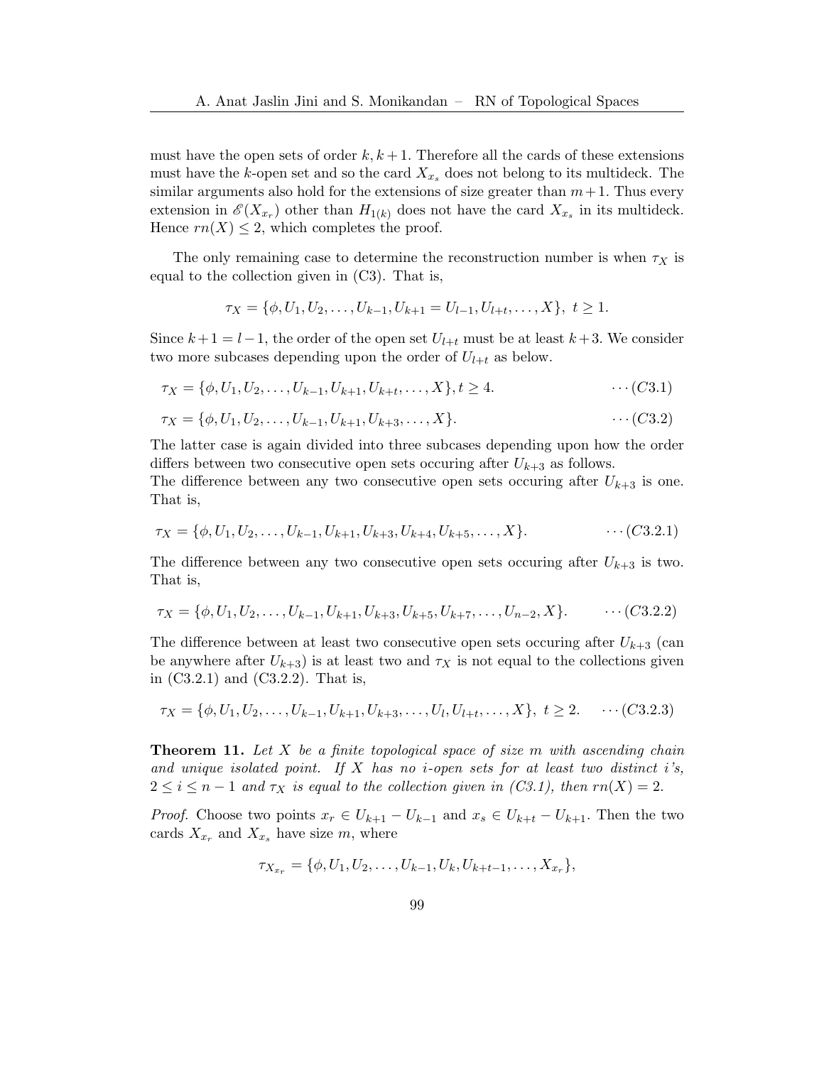must have the open sets of order $k, k+1$. Therefore all the cards of these extensions must have the $k$-open set and so the card $X_{x_s}$ does not belong to its multideck. The similar arguments also hold for the extensions of size greater than $m+1$. Thus every extension in $\mathscr{E}(X_{x_r})$ other than $H_{1(k)}$ does not have the card $X_{x_s}$ in its multideck. Hence $rn(X) \leq 2$, which completes the proof.

The only remaining case to determine the reconstruction number is when $\tau_X$ is equal to the collection given in (C3). That is,

$$\tau_X = \{\phi, U_1, U_2, \ldots, U_{k-1}, U_{k+1} = U_{l-1}, U_{l+t}, \ldots, X\},\ t \geq 1.$$

Since $k+1 = l-1$, the order of the open set $U_{l+t}$ must be at least $k+3$. We consider two more subcases depending upon the order of $U_{l+t}$ as below.

$$\tau_X = \{\phi, U_1, U_2, \ldots, U_{k-1}, U_{k+1}, U_{k+t}, \ldots, X\}, t \geq 4. \qquad \cdots (C3.1)$$

$$\tau_X = \{\phi, U_1, U_2, \ldots, U_{k-1}, U_{k+1}, U_{k+3}, \ldots, X\}. \qquad \cdots (C3.2)$$

The latter case is again divided into three subcases depending upon how the order differs between two consecutive open sets occuring after $U_{k+3}$ as follows.
The difference between any two consecutive open sets occuring after $U_{k+3}$ is one. That is,

$$\tau_X = \{\phi, U_1, U_2, \ldots, U_{k-1}, U_{k+1}, U_{k+3}, U_{k+4}, U_{k+5}, \ldots, X\}. \qquad \cdots (C3.2.1)$$

The difference between any two consecutive open sets occuring after $U_{k+3}$ is two. That is,

$$\tau_X = \{\phi, U_1, U_2, \ldots, U_{k-1}, U_{k+1}, U_{k+3}, U_{k+5}, U_{k+7}, \ldots, U_{n-2}, X\}. \qquad \cdots (C3.2.2)$$

The difference between at least two consecutive open sets occuring after $U_{k+3}$ (can be anywhere after $U_{k+3}$) is at least two and $\tau_X$ is not equal to the collections given in (C3.2.1) and (C3.2.2). That is,

$$\tau_X = \{\phi, U_1, U_2, \ldots, U_{k-1}, U_{k+1}, U_{k+3}, \ldots, U_l, U_{l+t}, \ldots, X\},\ t \geq 2. \qquad \cdots (C3.2.3)$$

**Theorem 11.** *Let $X$ be a finite topological space of size $m$ with ascending chain and unique isolated point. If $X$ has no $i$-open sets for at least two distinct $i$'s, $2 \leq i \leq n-1$ and $\tau_X$ is equal to the collection given in (C3.1), then $rn(X) = 2$.*

*Proof.* Choose two points $x_r \in U_{k+1} - U_{k-1}$ and $x_s \in U_{k+t} - U_{k+1}$. Then the two cards $X_{x_r}$ and $X_{x_s}$ have size $m$, where

$$\tau_{X_{x_r}} = \{\phi, U_1, U_2, \ldots, U_{k-1}, U_k, U_{k+t-1}, \ldots, X_{x_r}\},$$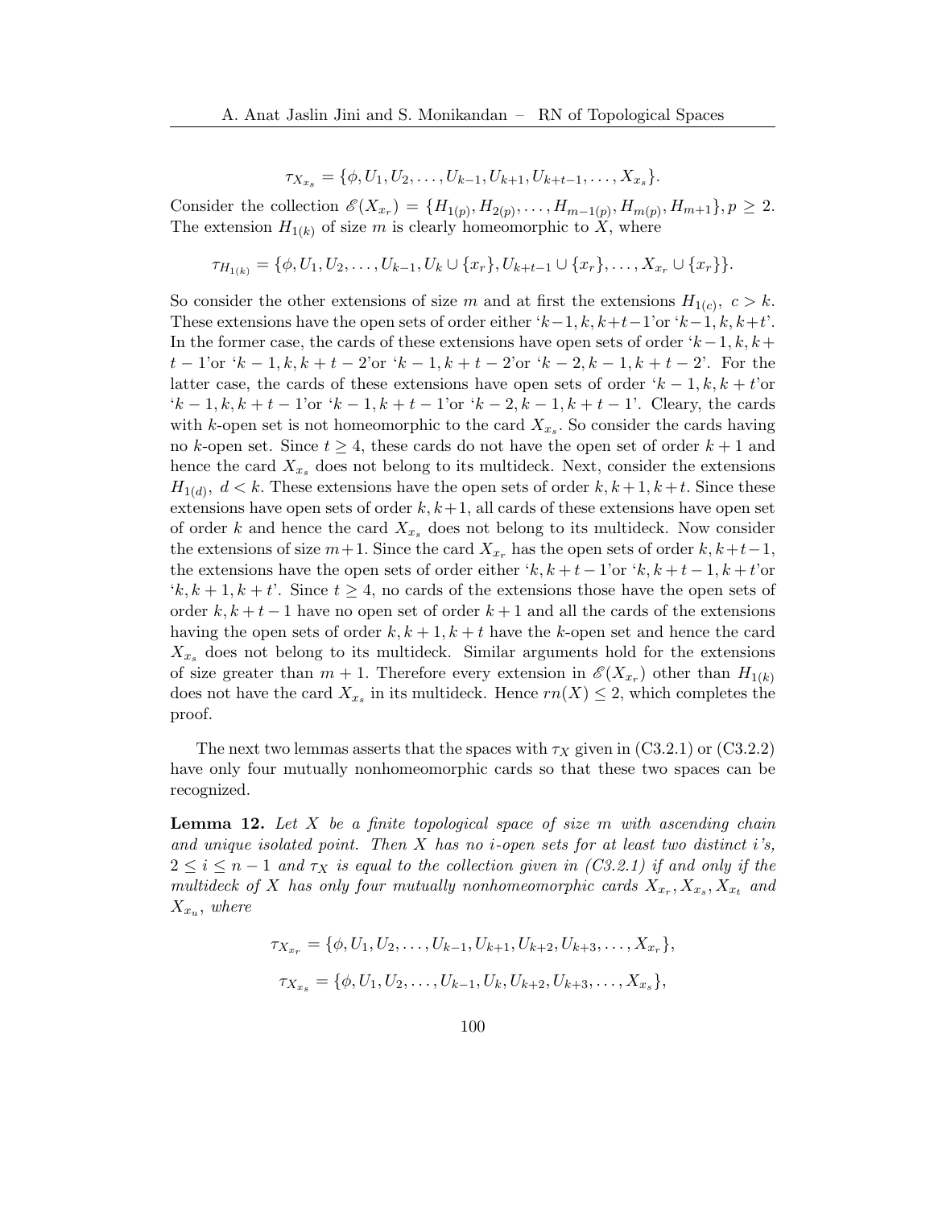$$\tau_{X_{x_s}} = \{\phi, U_1, U_2, \ldots, U_{k-1}, U_{k+1}, U_{k+t-1}, \ldots, X_{x_s}\}.$$

Consider the collection $\mathscr{E}(X_{x_r}) = \{H_{1(p)}, H_{2(p)}, \ldots, H_{m-1(p)}, H_{m(p)}, H_{m+1}\}, p \geq 2$. The extension $H_{1(k)}$ of size $m$ is clearly homeomorphic to $X$, where

$$\tau_{H_{1(k)}} = \{\phi, U_1, U_2, \ldots, U_{k-1}, U_k \cup \{x_r\}, U_{k+t-1} \cup \{x_r\}, \ldots, X_{x_r} \cup \{x_r\}\}.$$

So consider the other extensions of size $m$ and at first the extensions $H_{1(c)},\ c > k$. These extensions have the open sets of order either '$k-1, k, k+t-1$'or '$k-1, k, k+t$'. In the former case, the cards of these extensions have open sets of order '$k-1, k, k+t-1$'or '$k-1, k, k+t-2$'or '$k-1, k+t-2$'or '$k-2, k-1, k+t-2$'. For the latter case, the cards of these extensions have open sets of order '$k-1, k, k+t$'or '$k-1, k, k+t-1$'or '$k-1, k+t-1$'or '$k-2, k-1, k+t-1$'. Cleary, the cards with $k$-open set is not homeomorphic to the card $X_{x_s}$. So consider the cards having no $k$-open set. Since $t \geq 4$, these cards do not have the open set of order $k+1$ and hence the card $X_{x_s}$ does not belong to its multideck. Next, consider the extensions $H_{1(d)},\ d < k$. These extensions have the open sets of order $k, k+1, k+t$. Since these extensions have open sets of order $k, k+1$, all cards of these extensions have open set of order $k$ and hence the card $X_{x_s}$ does not belong to its multideck. Now consider the extensions of size $m+1$. Since the card $X_{x_r}$ has the open sets of order $k, k+t-1$, the extensions have the open sets of order either '$k, k+t-1$'or '$k, k+t-1, k+t$'or '$k, k+1, k+t$'. Since $t \geq 4$, no cards of the extensions those have the open sets of order $k, k+t-1$ have no open set of order $k+1$ and all the cards of the extensions having the open sets of order $k, k+1, k+t$ have the $k$-open set and hence the card $X_{x_s}$ does not belong to its multideck. Similar arguments hold for the extensions of size greater than $m+1$. Therefore every extension in $\mathscr{E}(X_{x_r})$ other than $H_{1(k)}$ does not have the card $X_{x_s}$ in its multideck. Hence $rn(X) \leq 2$, which completes the proof.

The next two lemmas asserts that the spaces with $\tau_X$ given in (C3.2.1) or (C3.2.2) have only four mutually nonhomeomorphic cards so that these two spaces can be recognized.

**Lemma 12.** *Let $X$ be a finite topological space of size $m$ with ascending chain and unique isolated point. Then $X$ has no $i$-open sets for at least two distinct $i$'s, $2 \leq i \leq n-1$ and $\tau_X$ is equal to the collection given in (C3.2.1) if and only if the multideck of $X$ has only four mutually nonhomeomorphic cards $X_{x_r}, X_{x_s}, X_{x_t}$ and $X_{x_u}$, where*

$$\tau_{X_{x_r}} = \{\phi, U_1, U_2, \ldots, U_{k-1}, U_{k+1}, U_{k+2}, U_{k+3}, \ldots, X_{x_r}\},$$

$$\tau_{X_{x_s}} = \{\phi, U_1, U_2, \ldots, U_{k-1}, U_k, U_{k+2}, U_{k+3}, \ldots, X_{x_s}\},$$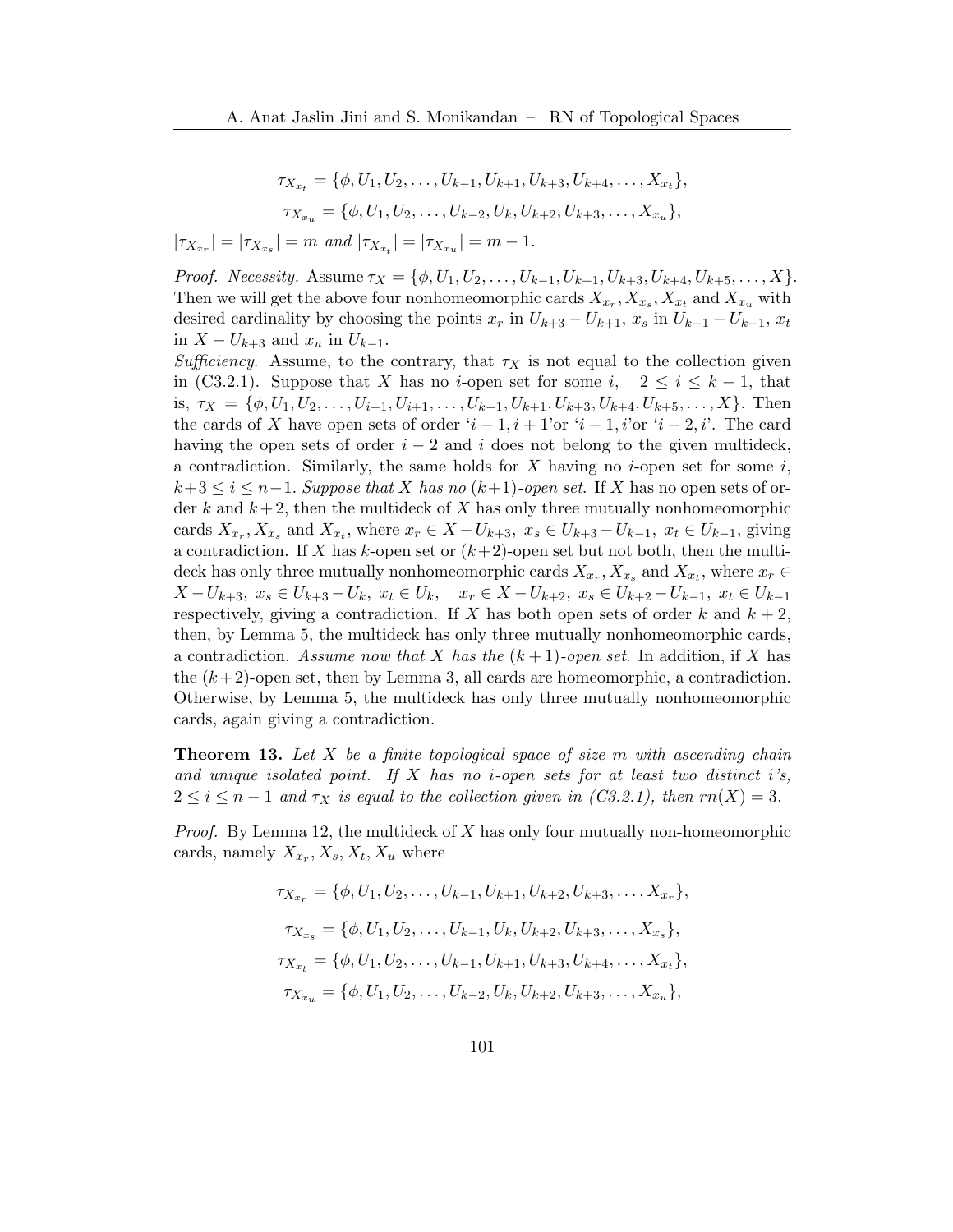$$\tau_{X_{x_t}} = \{\phi, U_1, U_2, \ldots, U_{k-1}, U_{k+1}, U_{k+3}, U_{k+4}, \ldots, X_{x_t}\},$$

$$\tau_{X_{x_u}} = \{\phi, U_1, U_2, \ldots, U_{k-2}, U_k, U_{k+2}, U_{k+3}, \ldots, X_{x_u}\},$$

$|\tau_{X_{x_r}}| = |\tau_{X_{x_s}}| = m$ *and* $|\tau_{X_{x_t}}| = |\tau_{X_{x_u}}| = m - 1$.

*Proof. Necessity.* Assume $\tau_X = \{\phi, U_1, U_2, \ldots, U_{k-1}, U_{k+1}, U_{k+3}, U_{k+4}, U_{k+5}, \ldots, X\}$. Then we will get the above four nonhomeomorphic cards $X_{x_r}, X_{x_s}, X_{x_t}$ and $X_{x_u}$ with desired cardinality by choosing the points $x_r$ in $U_{k+3} - U_{k+1}$, $x_s$ in $U_{k+1} - U_{k-1}$, $x_t$ in $X - U_{k+3}$ and $x_u$ in $U_{k-1}$.

*Sufficiency.* Assume, to the contrary, that $\tau_X$ is not equal to the collection given in (C3.2.1). Suppose that $X$ has no $i$-open set for some $i$, $2 \leq i \leq k-1$, that is, $\tau_X = \{\phi, U_1, U_2, \ldots, U_{i-1}, U_{i+1}, \ldots, U_{k-1}, U_{k+1}, U_{k+3}, U_{k+4}, U_{k+5}, \ldots, X\}$. Then the cards of $X$ have open sets of order '$i-1, i+1$'or '$i-1, i$'or '$i-2, i$'. The card having the open sets of order $i-2$ and $i$ does not belong to the given multideck, a contradiction. Similarly, the same holds for $X$ having no $i$-open set for some $i$, $k+3 \leq i \leq n-1$. *Suppose that $X$ has no $(k+1)$-open set.* If $X$ has no open sets of order $k$ and $k+2$, then the multideck of $X$ has only three mutually nonhomeomorphic cards $X_{x_r}, X_{x_s}$ and $X_{x_t}$, where $x_r \in X - U_{k+3}$, $x_s \in U_{k+3} - U_{k-1}$, $x_t \in U_{k-1}$, giving a contradiction. If $X$ has $k$-open set or $(k+2)$-open set but not both, then the multideck has only three mutually nonhomeomorphic cards $X_{x_r}, X_{x_s}$ and $X_{x_t}$, where $x_r \in X - U_{k+3}$, $x_s \in U_{k+3} - U_k$, $x_t \in U_k$, $\quad x_r \in X - U_{k+2}$, $x_s \in U_{k+2} - U_{k-1}$, $x_t \in U_{k-1}$ respectively, giving a contradiction. If $X$ has both open sets of order $k$ and $k+2$, then, by Lemma 5, the multideck has only three mutually nonhomeomorphic cards, a contradiction. *Assume now that $X$ has the $(k+1)$-open set.* In addition, if $X$ has the $(k+2)$-open set, then by Lemma 3, all cards are homeomorphic, a contradiction. Otherwise, by Lemma 5, the multideck has only three mutually nonhomeomorphic cards, again giving a contradiction.

**Theorem 13.** *Let $X$ be a finite topological space of size $m$ with ascending chain and unique isolated point. If $X$ has no $i$-open sets for at least two distinct $i$'s, $2 \leq i \leq n-1$ and $\tau_X$ is equal to the collection given in (C3.2.1), then $rn(X) = 3$.*

*Proof.* By Lemma 12, the multideck of $X$ has only four mutually non-homeomorphic cards, namely $X_{x_r}, X_s, X_t, X_u$ where

$$\tau_{X_{x_r}} = \{\phi, U_1, U_2, \ldots, U_{k-1}, U_{k+1}, U_{k+2}, U_{k+3}, \ldots, X_{x_r}\},$$

$$\tau_{X_{x_s}} = \{\phi, U_1, U_2, \ldots, U_{k-1}, U_k, U_{k+2}, U_{k+3}, \ldots, X_{x_s}\},$$

$$\tau_{X_{x_t}} = \{\phi, U_1, U_2, \ldots, U_{k-1}, U_{k+1}, U_{k+3}, U_{k+4}, \ldots, X_{x_t}\},$$

$$\tau_{X_{x_u}} = \{\phi, U_1, U_2, \ldots, U_{k-2}, U_k, U_{k+2}, U_{k+3}, \ldots, X_{x_u}\},$$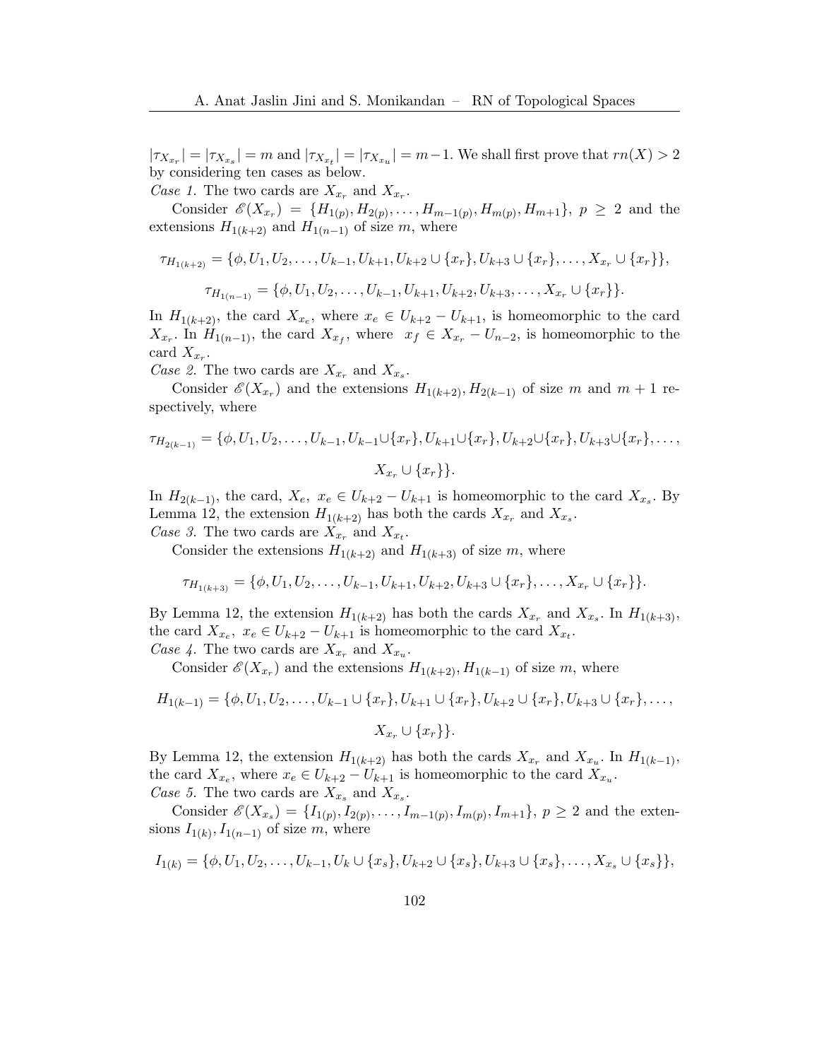$|\tau_{X_{x_r}}| = |\tau_{X_{x_s}}| = m$ and $|\tau_{X_{x_t}}| = |\tau_{X_{x_u}}| = m-1$. We shall first prove that $rn(X) > 2$ by considering ten cases as below.

*Case 1.* The two cards are $X_{x_r}$ and $X_{x_r}$.

Consider $\mathscr{E}(X_{x_r}) = \{H_{1(p)}, H_{2(p)}, \ldots, H_{m-1(p)}, H_{m(p)}, H_{m+1}\}$, $p \geq 2$ and the extensions $H_{1(k+2)}$ and $H_{1(n-1)}$ of size $m$, where

$$\tau_{H_{1(k+2)}} = \{\phi, U_1, U_2, \ldots, U_{k-1}, U_{k+1}, U_{k+2} \cup \{x_r\}, U_{k+3} \cup \{x_r\}, \ldots, X_{x_r} \cup \{x_r\}\},$$

$$\tau_{H_{1(n-1)}} = \{\phi, U_1, U_2, \ldots, U_{k-1}, U_{k+1}, U_{k+2}, U_{k+3}, \ldots, X_{x_r} \cup \{x_r\}\}.$$

In $H_{1(k+2)}$, the card $X_{x_e}$, where $x_e \in U_{k+2} - U_{k+1}$, is homeomorphic to the card $X_{x_r}$. In $H_{1(n-1)}$, the card $X_{x_f}$, where $x_f \in X_{x_r} - U_{n-2}$, is homeomorphic to the card $X_{x_r}$.

*Case 2.* The two cards are $X_{x_r}$ and $X_{x_s}$.

Consider $\mathscr{E}(X_{x_r})$ and the extensions $H_{1(k+2)}, H_{2(k-1)}$ of size $m$ and $m+1$ respectively, where

$$\tau_{H_{2(k-1)}} = \{\phi, U_1, U_2, \ldots, U_{k-1}, U_{k-1} \cup \{x_r\}, U_{k+1} \cup \{x_r\}, U_{k+2} \cup \{x_r\}, U_{k+3} \cup \{x_r\}, \ldots,$$
$$X_{x_r} \cup \{x_r\}\}.$$

In $H_{2(k-1)}$, the card, $X_e$, $x_e \in U_{k+2} - U_{k+1}$ is homeomorphic to the card $X_{x_s}$. By Lemma 12, the extension $H_{1(k+2)}$ has both the cards $X_{x_r}$ and $X_{x_s}$.

*Case 3.* The two cards are $X_{x_r}$ and $X_{x_t}$.

Consider the extensions $H_{1(k+2)}$ and $H_{1(k+3)}$ of size $m$, where

$$\tau_{H_{1(k+3)}} = \{\phi, U_1, U_2, \ldots, U_{k-1}, U_{k+1}, U_{k+2}, U_{k+3} \cup \{x_r\}, \ldots, X_{x_r} \cup \{x_r\}\}.$$

By Lemma 12, the extension $H_{1(k+2)}$ has both the cards $X_{x_r}$ and $X_{x_s}$. In $H_{1(k+3)}$, the card $X_{x_e}$, $x_e \in U_{k+2} - U_{k+1}$ is homeomorphic to the card $X_{x_t}$.

*Case 4.* The two cards are $X_{x_r}$ and $X_{x_u}$.

Consider $\mathscr{E}(X_{x_r})$ and the extensions $H_{1(k+2)}, H_{1(k-1)}$ of size $m$, where

$$H_{1(k-1)} = \{\phi, U_1, U_2, \ldots, U_{k-1} \cup \{x_r\}, U_{k+1} \cup \{x_r\}, U_{k+2} \cup \{x_r\}, U_{k+3} \cup \{x_r\}, \ldots,$$
$$X_{x_r} \cup \{x_r\}\}.$$

By Lemma 12, the extension $H_{1(k+2)}$ has both the cards $X_{x_r}$ and $X_{x_u}$. In $H_{1(k-1)}$, the card $X_{x_e}$, where $x_e \in U_{k+2} - U_{k+1}$ is homeomorphic to the card $X_{x_u}$.

*Case 5.* The two cards are $X_{x_s}$ and $X_{x_s}$.

Consider $\mathscr{E}(X_{x_s}) = \{I_{1(p)}, I_{2(p)}, \ldots, I_{m-1(p)}, I_{m(p)}, I_{m+1}\}$, $p \geq 2$ and the extensions $I_{1(k)}, I_{1(n-1)}$ of size $m$, where

$$I_{1(k)} = \{\phi, U_1, U_2, \ldots, U_{k-1}, U_k \cup \{x_s\}, U_{k+2} \cup \{x_s\}, U_{k+3} \cup \{x_s\}, \ldots, X_{x_s} \cup \{x_s\}\},$$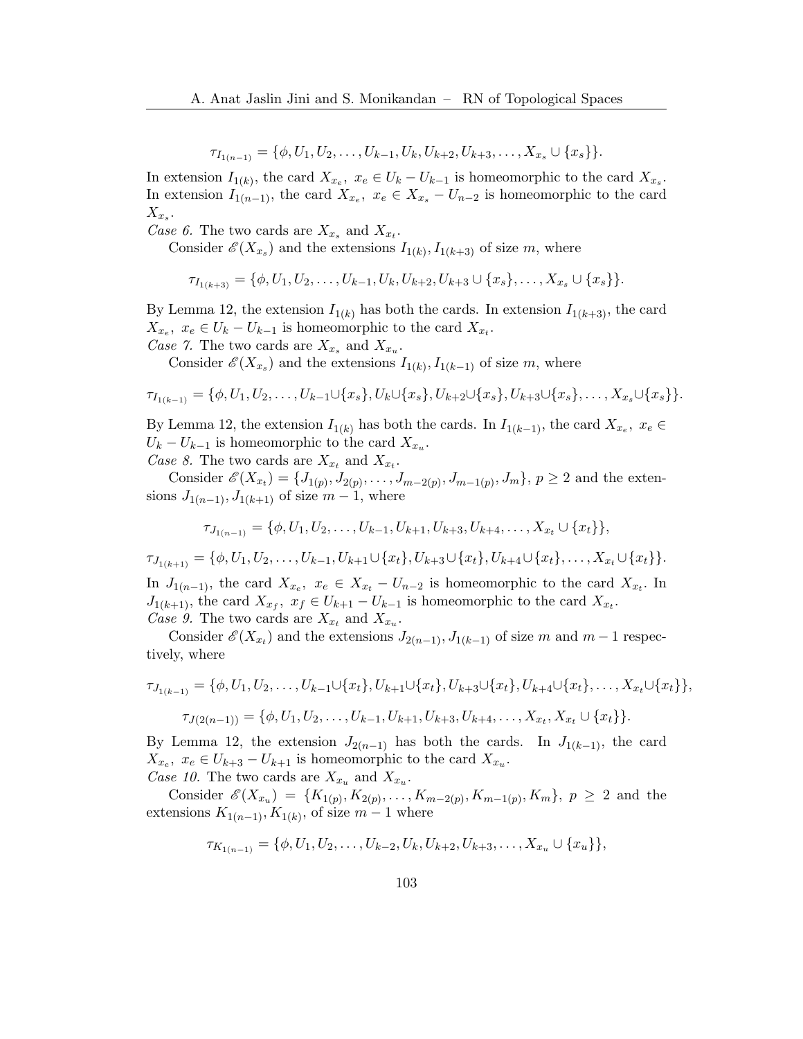$$\tau_{I_{1(n-1)}} = \{\phi, U_1, U_2, \ldots, U_{k-1}, U_k, U_{k+2}, U_{k+3}, \ldots, X_{x_s} \cup \{x_s\}\}.$$

In extension $I_{1(k)}$, the card $X_{x_e},\ x_e \in U_k - U_{k-1}$ is homeomorphic to the card $X_{x_s}$. In extension $I_{1(n-1)}$, the card $X_{x_e},\ x_e \in X_{x_s} - U_{n-2}$ is homeomorphic to the card $X_{x_s}$.

*Case 6.* The two cards are $X_{x_s}$ and $X_{x_t}$.

Consider $\mathscr{E}(X_{x_s})$ and the extensions $I_{1(k)}, I_{1(k+3)}$ of size $m$, where

$$\tau_{I_{1(k+3)}} = \{\phi, U_1, U_2, \ldots, U_{k-1}, U_k, U_{k+2}, U_{k+3} \cup \{x_s\}, \ldots, X_{x_s} \cup \{x_s\}\}.$$

By Lemma 12, the extension $I_{1(k)}$ has both the cards. In extension $I_{1(k+3)}$, the card $X_{x_e},\ x_e \in U_k - U_{k-1}$ is homeomorphic to the card $X_{x_t}$.

*Case 7.* The two cards are $X_{x_s}$ and $X_{x_u}$.

Consider $\mathscr{E}(X_{x_s})$ and the extensions $I_{1(k)}, I_{1(k-1)}$ of size $m$, where

$$\tau_{I_{1(k-1)}} = \{\phi, U_1, U_2, \ldots, U_{k-1} \cup \{x_s\}, U_k \cup \{x_s\}, U_{k+2} \cup \{x_s\}, U_{k+3} \cup \{x_s\}, \ldots, X_{x_s} \cup \{x_s\}\}.$$

By Lemma 12, the extension $I_{1(k)}$ has both the cards. In $I_{1(k-1)}$, the card $X_{x_e},\ x_e \in U_k - U_{k-1}$ is homeomorphic to the card $X_{x_u}$.

*Case 8.* The two cards are $X_{x_t}$ and $X_{x_t}$.

Consider $\mathscr{E}(X_{x_t}) = \{J_{1(p)}, J_{2(p)}, \ldots, J_{m-2(p)}, J_{m-1(p)}, J_m\}$, $p \geq 2$ and the extensions $J_{1(n-1)}, J_{1(k+1)}$ of size $m-1$, where

$$\tau_{J_{1(n-1)}} = \{\phi, U_1, U_2, \ldots, U_{k-1}, U_{k+1}, U_{k+3}, U_{k+4}, \ldots, X_{x_t} \cup \{x_t\}\},$$

$$\tau_{J_{1(k+1)}} = \{\phi, U_1, U_2, \ldots, U_{k-1}, U_{k+1} \cup \{x_t\}, U_{k+3} \cup \{x_t\}, U_{k+4} \cup \{x_t\}, \ldots, X_{x_t} \cup \{x_t\}\}.$$

In $J_{1(n-1)}$, the card $X_{x_e},\ x_e \in X_{x_t} - U_{n-2}$ is homeomorphic to the card $X_{x_t}$. In $J_{1(k+1)}$, the card $X_{x_f},\ x_f \in U_{k+1} - U_{k-1}$ is homeomorphic to the card $X_{x_t}$.

*Case 9.* The two cards are $X_{x_t}$ and $X_{x_u}$.

Consider $\mathscr{E}(X_{x_t})$ and the extensions $J_{2(n-1)}, J_{1(k-1)}$ of size $m$ and $m-1$ respectively, where

$$\tau_{J_{1(k-1)}} = \{\phi, U_1, U_2, \ldots, U_{k-1} \cup \{x_t\}, U_{k+1} \cup \{x_t\}, U_{k+3} \cup \{x_t\}, U_{k+4} \cup \{x_t\}, \ldots, X_{x_t} \cup \{x_t\}\},$$

$$\tau_{J(2(n-1))} = \{\phi, U_1, U_2, \ldots, U_{k-1}, U_{k+1}, U_{k+3}, U_{k+4}, \ldots, X_{x_t}, X_{x_t} \cup \{x_t\}\}.$$

By Lemma 12, the extension $J_{2(n-1)}$ has both the cards. In $J_{1(k-1)}$, the card $X_{x_e},\ x_e \in U_{k+3} - U_{k+1}$ is homeomorphic to the card $X_{x_u}$.

*Case 10.* The two cards are $X_{x_u}$ and $X_{x_u}$.

Consider $\mathscr{E}(X_{x_u}) = \{K_{1(p)}, K_{2(p)}, \ldots, K_{m-2(p)}, K_{m-1(p)}, K_m\}$, $p \geq 2$ and the extensions $K_{1(n-1)}, K_{1(k)}$, of size $m-1$ where

$$\tau_{K_{1(n-1)}} = \{\phi, U_1, U_2, \ldots, U_{k-2}, U_k, U_{k+2}, U_{k+3}, \ldots, X_{x_u} \cup \{x_u\}\},$$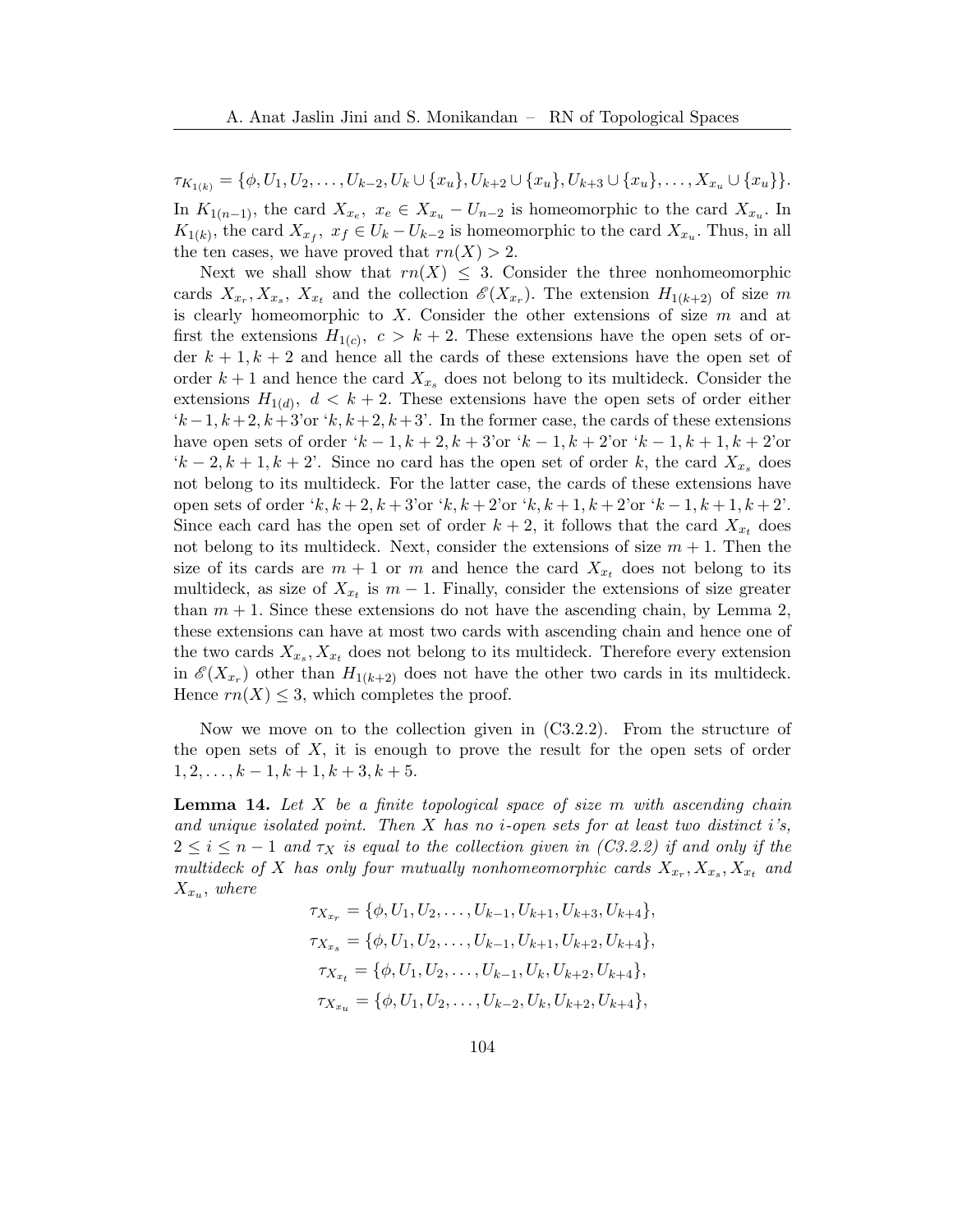$\tau_{K_{1(k)}} = \{\phi, U_1, U_2, \ldots, U_{k-2}, U_k \cup \{x_u\}, U_{k+2} \cup \{x_u\}, U_{k+3} \cup \{x_u\}, \ldots, X_{x_u} \cup \{x_u\}\}$.

In $K_{1(n-1)}$, the card $X_{x_e},\ x_e \in X_{x_u} - U_{n-2}$ is homeomorphic to the card $X_{x_u}$. In $K_{1(k)}$, the card $X_{x_f},\ x_f \in U_k - U_{k-2}$ is homeomorphic to the card $X_{x_u}$. Thus, in all the ten cases, we have proved that $rn(X) > 2$.

Next we shall show that $rn(X) \leq 3$. Consider the three nonhomeomorphic cards $X_{x_r}, X_{x_s},\ X_{x_t}$ and the collection $\mathscr{E}(X_{x_r})$. The extension $H_{1(k+2)}$ of size $m$ is clearly homeomorphic to $X$. Consider the other extensions of size $m$ and at first the extensions $H_{1(c)},\ c > k+2$. These extensions have the open sets of order $k+1, k+2$ and hence all the cards of these extensions have the open set of order $k+1$ and hence the card $X_{x_s}$ does not belong to its multideck. Consider the extensions $H_{1(d)},\ d < k+2$. These extensions have the open sets of order either '$k-1, k+2, k+3$'or '$k, k+2, k+3$'. In the former case, the cards of these extensions have open sets of order '$k-1, k+2, k+3$'or '$k-1, k+2$'or '$k-1, k+1, k+2$'or '$k-2, k+1, k+2$'. Since no card has the open set of order $k$, the card $X_{x_s}$ does not belong to its multideck. For the latter case, the cards of these extensions have open sets of order '$k, k+2, k+3$'or '$k, k+2$'or '$k, k+1, k+2$'or '$k-1, k+1, k+2$'. Since each card has the open set of order $k+2$, it follows that the card $X_{x_t}$ does not belong to its multideck. Next, consider the extensions of size $m+1$. Then the size of its cards are $m+1$ or $m$ and hence the card $X_{x_t}$ does not belong to its multideck, as size of $X_{x_t}$ is $m-1$. Finally, consider the extensions of size greater than $m+1$. Since these extensions do not have the ascending chain, by Lemma 2, these extensions can have at most two cards with ascending chain and hence one of the two cards $X_{x_s}, X_{x_t}$ does not belong to its multideck. Therefore every extension in $\mathscr{E}(X_{x_r})$ other than $H_{1(k+2)}$ does not have the other two cards in its multideck. Hence $rn(X) \leq 3$, which completes the proof.

Now we move on to the collection given in (C3.2.2). From the structure of the open sets of $X$, it is enough to prove the result for the open sets of order $1, 2, \ldots, k-1, k+1, k+3, k+5$.

**Lemma 14.** *Let $X$ be a finite topological space of size $m$ with ascending chain and unique isolated point. Then $X$ has no $i$-open sets for at least two distinct $i$'s, $2 \leq i \leq n-1$ and $\tau_X$ is equal to the collection given in (C3.2.2) if and only if the multideck of $X$ has only four mutually nonhomeomorphic cards $X_{x_r}, X_{x_s}, X_{x_t}$ and $X_{x_u}$, where*

$$\tau_{X_{x_r}} = \{\phi, U_1, U_2, \ldots, U_{k-1}, U_{k+1}, U_{k+3}, U_{k+4}\},$$
$$\tau_{X_{x_s}} = \{\phi, U_1, U_2, \ldots, U_{k-1}, U_{k+1}, U_{k+2}, U_{k+4}\},$$
$$\tau_{X_{x_t}} = \{\phi, U_1, U_2, \ldots, U_{k-1}, U_k, U_{k+2}, U_{k+4}\},$$
$$\tau_{X_{x_u}} = \{\phi, U_1, U_2, \ldots, U_{k-2}, U_k, U_{k+2}, U_{k+4}\},$$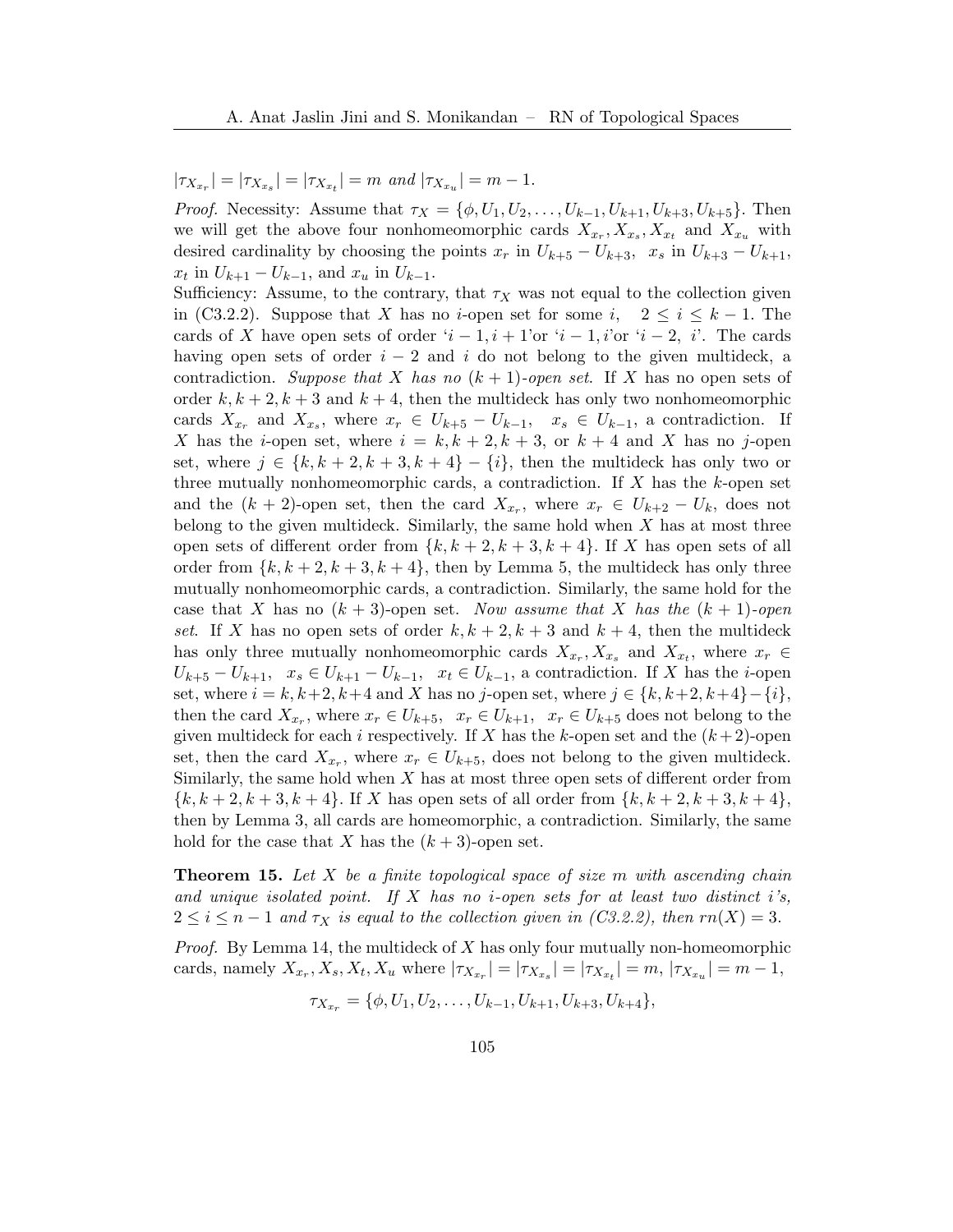$|\tau_{X_{x_r}}| = |\tau_{X_{x_s}}| = |\tau_{X_{x_t}}| = m$ *and* $|\tau_{X_{x_u}}| = m-1$.

*Proof.* Necessity: Assume that $\tau_X = \{\phi, U_1, U_2, \ldots, U_{k-1}, U_{k+1}, U_{k+3}, U_{k+5}\}$. Then we will get the above four nonhomeomorphic cards $X_{x_r}, X_{x_s}, X_{x_t}$ and $X_{x_u}$ with desired cardinality by choosing the points $x_r$ in $U_{k+5} - U_{k+3}$, $x_s$ in $U_{k+3} - U_{k+1}$, $x_t$ in $U_{k+1} - U_{k-1}$, and $x_u$ in $U_{k-1}$.

Sufficiency: Assume, to the contrary, that $\tau_X$ was not equal to the collection given in (C3.2.2). Suppose that $X$ has no $i$-open set for some $i$, $2 \leq i \leq k-1$. The cards of $X$ have open sets of order '$i-1, i+1$'or '$i-1, i$'or '$i-2$, $i$'. The cards having open sets of order $i-2$ and $i$ do not belong to the given multideck, a contradiction. *Suppose that $X$ has no $(k+1)$-open set.* If $X$ has no open sets of order $k, k+2, k+3$ and $k+4$, then the multideck has only two nonhomeomorphic cards $X_{x_r}$ and $X_{x_s}$, where $x_r \in U_{k+5} - U_{k-1}$, $x_s \in U_{k-1}$, a contradiction. If $X$ has the $i$-open set, where $i = k, k+2, k+3$, or $k+4$ and $X$ has no $j$-open set, where $j \in \{k, k+2, k+3, k+4\} - \{i\}$, then the multideck has only two or three mutually nonhomeomorphic cards, a contradiction. If $X$ has the $k$-open set and the $(k+2)$-open set, then the card $X_{x_r}$, where $x_r \in U_{k+2} - U_k$, does not belong to the given multideck. Similarly, the same hold when $X$ has at most three open sets of different order from $\{k, k+2, k+3, k+4\}$. If $X$ has open sets of all order from $\{k, k+2, k+3, k+4\}$, then by Lemma 5, the multideck has only three mutually nonhomeomorphic cards, a contradiction. Similarly, the same hold for the case that $X$ has no $(k+3)$-open set. *Now assume that $X$ has the $(k+1)$-open set.* If $X$ has no open sets of order $k, k+2, k+3$ and $k+4$, then the multideck has only three mutually nonhomeomorphic cards $X_{x_r}, X_{x_s}$ and $X_{x_t}$, where $x_r \in U_{k+5} - U_{k+1}$, $x_s \in U_{k+1} - U_{k-1}$, $x_t \in U_{k-1}$, a contradiction. If $X$ has the $i$-open set, where $i = k, k+2, k+4$ and $X$ has no $j$-open set, where $j \in \{k, k+2, k+4\} - \{i\}$, then the card $X_{x_r}$, where $x_r \in U_{k+5}$, $x_r \in U_{k+1}$, $x_r \in U_{k+5}$ does not belong to the given multideck for each $i$ respectively. If $X$ has the $k$-open set and the $(k+2)$-open set, then the card $X_{x_r}$, where $x_r \in U_{k+5}$, does not belong to the given multideck. Similarly, the same hold when $X$ has at most three open sets of different order from $\{k, k+2, k+3, k+4\}$. If $X$ has open sets of all order from $\{k, k+2, k+3, k+4\}$, then by Lemma 3, all cards are homeomorphic, a contradiction. Similarly, the same hold for the case that $X$ has the $(k+3)$-open set.

**Theorem 15.** *Let $X$ be a finite topological space of size $m$ with ascending chain and unique isolated point. If $X$ has no $i$-open sets for at least two distinct $i$'s, $2 \leq i \leq n-1$ and $\tau_X$ is equal to the collection given in (C3.2.2), then $rn(X) = 3$.*

*Proof.* By Lemma 14, the multideck of $X$ has only four mutually non-homeomorphic cards, namely $X_{x_r}, X_s, X_t, X_u$ where $|\tau_{X_{x_r}}| = |\tau_{X_{x_s}}| = |\tau_{X_{x_t}}| = m$, $|\tau_{X_{x_u}}| = m-1$,

$$\tau_{X_{x_r}} = \{\phi, U_1, U_2, \ldots, U_{k-1}, U_{k+1}, U_{k+3}, U_{k+4}\},$$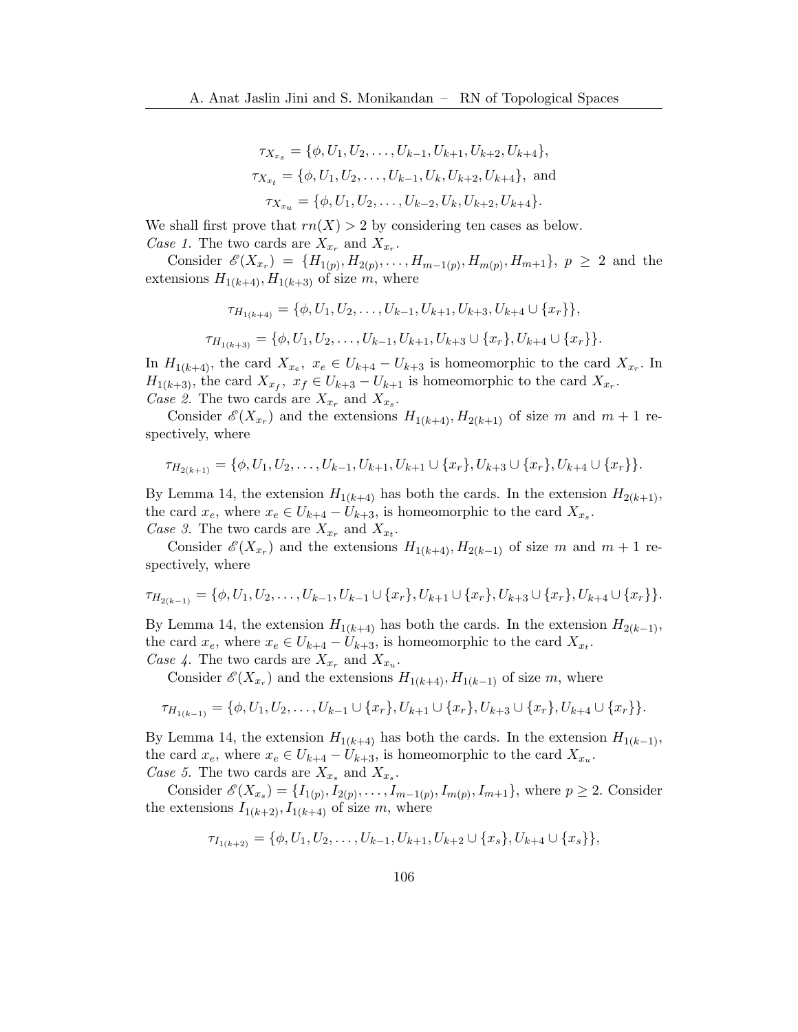$$\tau_{X_{x_s}} = \{\phi, U_1, U_2, \ldots, U_{k-1}, U_{k+1}, U_{k+2}, U_{k+4}\},$$

$$\tau_{X_{x_t}} = \{\phi, U_1, U_2, \ldots, U_{k-1}, U_k, U_{k+2}, U_{k+4}\}, \text{ and}$$

$$\tau_{X_{x_u}} = \{\phi, U_1, U_2, \ldots, U_{k-2}, U_k, U_{k+2}, U_{k+4}\}.$$

We shall first prove that $rn(X) > 2$ by considering ten cases as below.

*Case 1.* The two cards are $X_{x_r}$ and $X_{x_r}$.

Consider $\mathscr{E}(X_{x_r}) = \{H_{1(p)}, H_{2(p)}, \ldots, H_{m-1(p)}, H_{m(p)}, H_{m+1}\}$, $p \geq 2$ and the extensions $H_{1(k+4)}, H_{1(k+3)}$ of size $m$, where

$$\tau_{H_{1(k+4)}} = \{\phi, U_1, U_2, \ldots, U_{k-1}, U_{k+1}, U_{k+3}, U_{k+4} \cup \{x_r\}\},$$

$$\tau_{H_{1(k+3)}} = \{\phi, U_1, U_2, \ldots, U_{k-1}, U_{k+1}, U_{k+3} \cup \{x_r\}, U_{k+4} \cup \{x_r\}\}.$$

In $H_{1(k+4)}$, the card $X_{x_e},\ x_e \in U_{k+4} - U_{k+3}$ is homeomorphic to the card $X_{x_r}$. In $H_{1(k+3)}$, the card $X_{x_f},\ x_f \in U_{k+3} - U_{k+1}$ is homeomorphic to the card $X_{x_r}$.

*Case 2.* The two cards are $X_{x_r}$ and $X_{x_s}$.

Consider $\mathscr{E}(X_{x_r})$ and the extensions $H_{1(k+4)}, H_{2(k+1)}$ of size $m$ and $m+1$ respectively, where

$$\tau_{H_{2(k+1)}} = \{\phi, U_1, U_2, \ldots, U_{k-1}, U_{k+1}, U_{k+1} \cup \{x_r\}, U_{k+3} \cup \{x_r\}, U_{k+4} \cup \{x_r\}\}.$$

By Lemma 14, the extension $H_{1(k+4)}$ has both the cards. In the extension $H_{2(k+1)}$, the card $x_e$, where $x_e \in U_{k+4} - U_{k+3}$, is homeomorphic to the card $X_{x_s}$.

*Case 3.* The two cards are $X_{x_r}$ and $X_{x_t}$.

Consider $\mathscr{E}(X_{x_r})$ and the extensions $H_{1(k+4)}, H_{2(k-1)}$ of size $m$ and $m+1$ respectively, where

$$\tau_{H_{2(k-1)}} = \{\phi, U_1, U_2, \ldots, U_{k-1}, U_{k-1} \cup \{x_r\}, U_{k+1} \cup \{x_r\}, U_{k+3} \cup \{x_r\}, U_{k+4} \cup \{x_r\}\}.$$

By Lemma 14, the extension $H_{1(k+4)}$ has both the cards. In the extension $H_{2(k-1)}$, the card $x_e$, where $x_e \in U_{k+4} - U_{k+3}$, is homeomorphic to the card $X_{x_t}$.

*Case 4.* The two cards are $X_{x_r}$ and $X_{x_u}$.

Consider $\mathscr{E}(X_{x_r})$ and the extensions $H_{1(k+4)}, H_{1(k-1)}$ of size $m$, where

$$\tau_{H_{1(k-1)}} = \{\phi, U_1, U_2, \ldots, U_{k-1} \cup \{x_r\}, U_{k+1} \cup \{x_r\}, U_{k+3} \cup \{x_r\}, U_{k+4} \cup \{x_r\}\}.$$

By Lemma 14, the extension $H_{1(k+4)}$ has both the cards. In the extension $H_{1(k-1)}$, the card $x_e$, where $x_e \in U_{k+4} - U_{k+3}$, is homeomorphic to the card $X_{x_u}$.

*Case 5.* The two cards are $X_{x_s}$ and $X_{x_s}$.

Consider $\mathscr{E}(X_{x_s}) = \{I_{1(p)}, I_{2(p)}, \ldots, I_{m-1(p)}, I_{m(p)}, I_{m+1}\}$, where $p \geq 2$. Consider the extensions $I_{1(k+2)}, I_{1(k+4)}$ of size $m$, where

$$\tau_{I_{1(k+2)}} = \{\phi, U_1, U_2, \ldots, U_{k-1}, U_{k+1}, U_{k+2} \cup \{x_s\}, U_{k+4} \cup \{x_s\}\},$$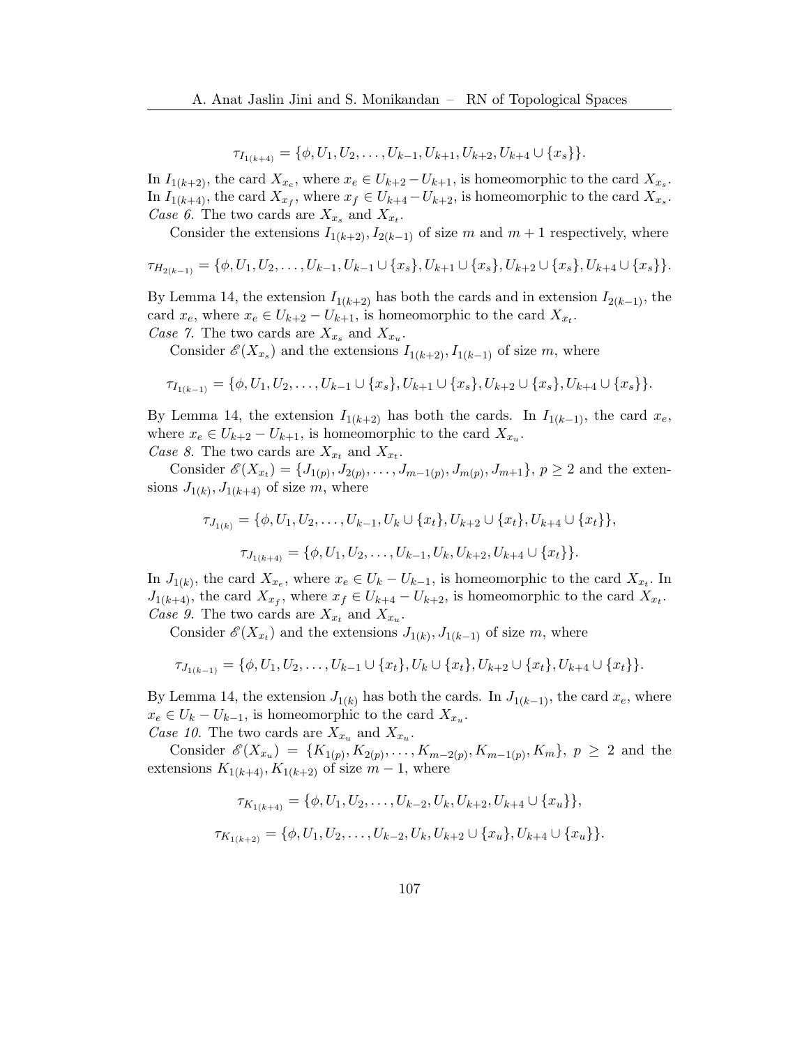$$\tau_{I_{1(k+4)}} = \{\phi, U_1, U_2, \ldots, U_{k-1}, U_{k+1}, U_{k+2}, U_{k+4} \cup \{x_s\}\}.$$

In $I_{1(k+2)}$, the card $X_{x_e}$, where $x_e \in U_{k+2} - U_{k+1}$, is homeomorphic to the card $X_{x_s}$. In $I_{1(k+4)}$, the card $X_{x_f}$, where $x_f \in U_{k+4} - U_{k+2}$, is homeomorphic to the card $X_{x_s}$.

*Case 6.* The two cards are $X_{x_s}$ and $X_{x_t}$.

Consider the extensions $I_{1(k+2)}, I_{2(k-1)}$ of size $m$ and $m+1$ respectively, where

$$\tau_{H_{2(k-1)}} = \{\phi, U_1, U_2, \ldots, U_{k-1}, U_{k-1} \cup \{x_s\}, U_{k+1} \cup \{x_s\}, U_{k+2} \cup \{x_s\}, U_{k+4} \cup \{x_s\}\}.$$

By Lemma 14, the extension $I_{1(k+2)}$ has both the cards and in extension $I_{2(k-1)}$, the card $x_e$, where $x_e \in U_{k+2} - U_{k+1}$, is homeomorphic to the card $X_{x_t}$.

*Case 7.* The two cards are $X_{x_s}$ and $X_{x_u}$.

Consider $\mathscr{E}(X_{x_s})$ and the extensions $I_{1(k+2)}, I_{1(k-1)}$ of size $m$, where

$$\tau_{I_{1(k-1)}} = \{\phi, U_1, U_2, \ldots, U_{k-1} \cup \{x_s\}, U_{k+1} \cup \{x_s\}, U_{k+2} \cup \{x_s\}, U_{k+4} \cup \{x_s\}\}.$$

By Lemma 14, the extension $I_{1(k+2)}$ has both the cards. In $I_{1(k-1)}$, the card $x_e$, where $x_e \in U_{k+2} - U_{k+1}$, is homeomorphic to the card $X_{x_u}$.

*Case 8.* The two cards are $X_{x_t}$ and $X_{x_t}$.

Consider $\mathscr{E}(X_{x_t}) = \{J_{1(p)}, J_{2(p)}, \ldots, J_{m-1(p)}, J_{m(p)}, J_{m+1}\}$, $p \geq 2$ and the extensions $J_{1(k)}, J_{1(k+4)}$ of size $m$, where

$$\tau_{J_{1(k)}} = \{\phi, U_1, U_2, \ldots, U_{k-1}, U_k \cup \{x_t\}, U_{k+2} \cup \{x_t\}, U_{k+4} \cup \{x_t\}\},$$

$$\tau_{J_{1(k+4)}} = \{\phi, U_1, U_2, \ldots, U_{k-1}, U_k, U_{k+2}, U_{k+4} \cup \{x_t\}\}.$$

In $J_{1(k)}$, the card $X_{x_e}$, where $x_e \in U_k - U_{k-1}$, is homeomorphic to the card $X_{x_t}$. In $J_{1(k+4)}$, the card $X_{x_f}$, where $x_f \in U_{k+4} - U_{k+2}$, is homeomorphic to the card $X_{x_t}$.

*Case 9.* The two cards are $X_{x_t}$ and $X_{x_u}$.

Consider $\mathscr{E}(X_{x_t})$ and the extensions $J_{1(k)}, J_{1(k-1)}$ of size $m$, where

$$\tau_{J_{1(k-1)}} = \{\phi, U_1, U_2, \ldots, U_{k-1} \cup \{x_t\}, U_k \cup \{x_t\}, U_{k+2} \cup \{x_t\}, U_{k+4} \cup \{x_t\}\}.$$

By Lemma 14, the extension $J_{1(k)}$ has both the cards. In $J_{1(k-1)}$, the card $x_e$, where $x_e \in U_k - U_{k-1}$, is homeomorphic to the card $X_{x_u}$.

*Case 10.* The two cards are $X_{x_u}$ and $X_{x_u}$.

Consider $\mathscr{E}(X_{x_u}) = \{K_{1(p)}, K_{2(p)}, \ldots, K_{m-2(p)}, K_{m-1(p)}, K_m\}$, $p \geq 2$ and the extensions $K_{1(k+4)}, K_{1(k+2)}$ of size $m-1$, where

$$\tau_{K_{1(k+4)}} = \{\phi, U_1, U_2, \ldots, U_{k-2}, U_k, U_{k+2}, U_{k+4} \cup \{x_u\}\},$$

$$\tau_{K_{1(k+2)}} = \{\phi, U_1, U_2, \ldots, U_{k-2}, U_k, U_{k+2} \cup \{x_u\}, U_{k+4} \cup \{x_u\}\}.$$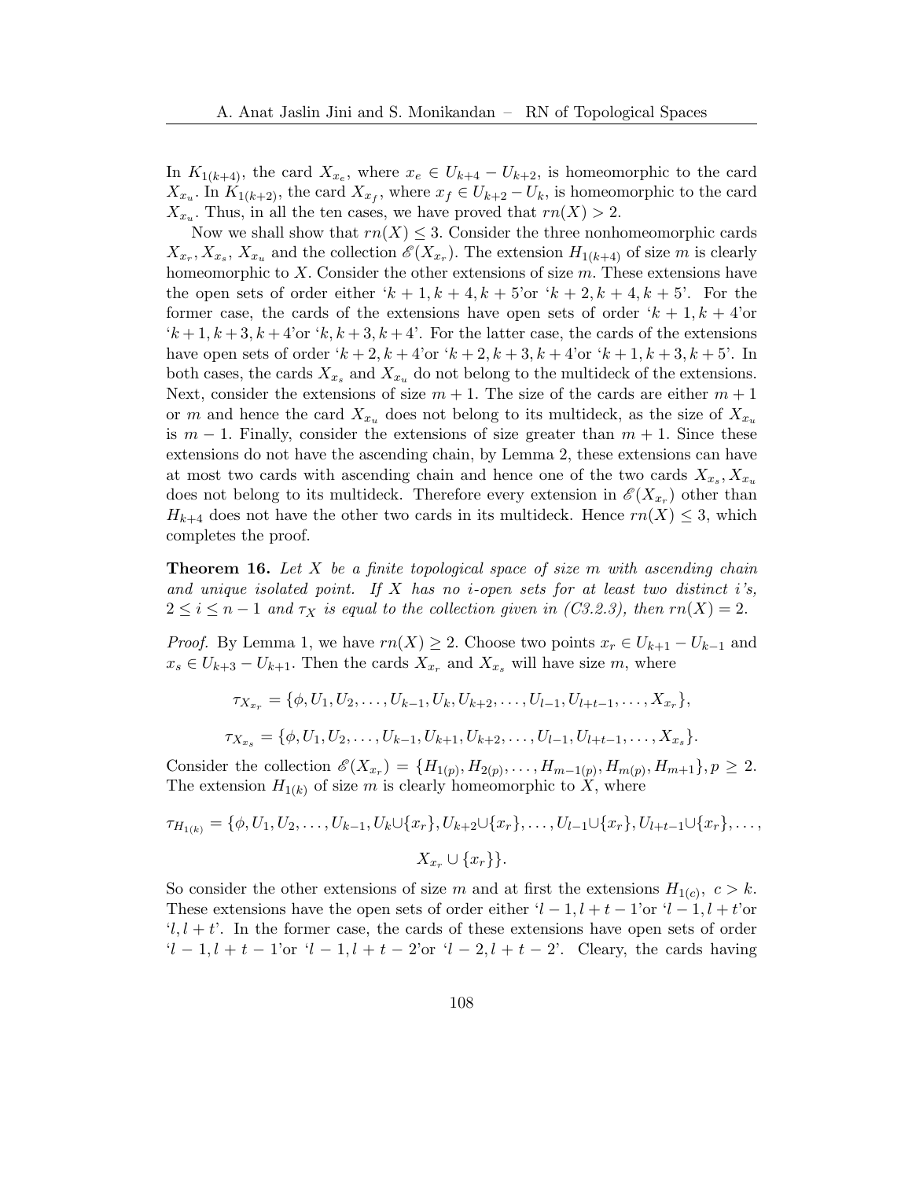In $K_{1(k+4)}$, the card $X_{x_e}$, where $x_e \in U_{k+4} - U_{k+2}$, is homeomorphic to the card $X_{x_u}$. In $K_{1(k+2)}$, the card $X_{x_f}$, where $x_f \in U_{k+2} - U_k$, is homeomorphic to the card $X_{x_u}$. Thus, in all the ten cases, we have proved that $rn(X) > 2$.

Now we shall show that $rn(X) \leq 3$. Consider the three nonhomeomorphic cards $X_{x_r}, X_{x_s}, X_{x_u}$ and the collection $\mathscr{E}(X_{x_r})$. The extension $H_{1(k+4)}$ of size $m$ is clearly homeomorphic to $X$. Consider the other extensions of size $m$. These extensions have the open sets of order either '$k+1, k+4, k+5$'or '$k+2, k+4, k+5$'. For the former case, the cards of the extensions have open sets of order '$k+1, k+4$'or '$k+1, k+3, k+4$'or '$k, k+3, k+4$'. For the latter case, the cards of the extensions have open sets of order '$k+2, k+4$'or '$k+2, k+3, k+4$'or '$k+1, k+3, k+5$'. In both cases, the cards $X_{x_s}$ and $X_{x_u}$ do not belong to the multideck of the extensions. Next, consider the extensions of size $m+1$. The size of the cards are either $m+1$ or $m$ and hence the card $X_{x_u}$ does not belong to its multideck, as the size of $X_{x_u}$ is $m-1$. Finally, consider the extensions of size greater than $m+1$. Since these extensions do not have the ascending chain, by Lemma 2, these extensions can have at most two cards with ascending chain and hence one of the two cards $X_{x_s}, X_{x_u}$ does not belong to its multideck. Therefore every extension in $\mathscr{E}(X_{x_r})$ other than $H_{k+4}$ does not have the other two cards in its multideck. Hence $rn(X) \leq 3$, which completes the proof.

**Theorem 16.** *Let $X$ be a finite topological space of size $m$ with ascending chain and unique isolated point. If $X$ has no $i$-open sets for at least two distinct $i$'s, $2 \leq i \leq n-1$ and $\tau_X$ is equal to the collection given in (C3.2.3), then $rn(X) = 2$.*

*Proof.* By Lemma 1, we have $rn(X) \geq 2$. Choose two points $x_r \in U_{k+1} - U_{k-1}$ and $x_s \in U_{k+3} - U_{k+1}$. Then the cards $X_{x_r}$ and $X_{x_s}$ will have size $m$, where

$$\tau_{X_{x_r}} = \{\phi, U_1, U_2, \ldots, U_{k-1}, U_k, U_{k+2}, \ldots, U_{l-1}, U_{l+t-1}, \ldots, X_{x_r}\},$$

$$\tau_{X_{x_s}} = \{\phi, U_1, U_2, \ldots, U_{k-1}, U_{k+1}, U_{k+2}, \ldots, U_{l-1}, U_{l+t-1}, \ldots, X_{x_s}\}.$$

Consider the collection $\mathscr{E}(X_{x_r}) = \{H_{1(p)}, H_{2(p)}, \ldots, H_{m-1(p)}, H_{m(p)}, H_{m+1}\}, p \geq 2$. The extension $H_{1(k)}$ of size $m$ is clearly homeomorphic to $X$, where

$$\tau_{H_{1(k)}} = \{\phi, U_1, U_2, \ldots, U_{k-1}, U_k \cup \{x_r\}, U_{k+2} \cup \{x_r\}, \ldots, U_{l-1} \cup \{x_r\}, U_{l+t-1} \cup \{x_r\}, \ldots, X_{x_r} \cup \{x_r\}\}.$$

So consider the other extensions of size $m$ and at first the extensions $H_{1(c)},\ c > k$. These extensions have the open sets of order either '$l-1, l+t-1$'or '$l-1, l+t$'or '$l, l+t$'. In the former case, the cards of these extensions have open sets of order '$l-1, l+t-1$'or '$l-1, l+t-2$'or '$l-2, l+t-2$'. Cleary, the cards having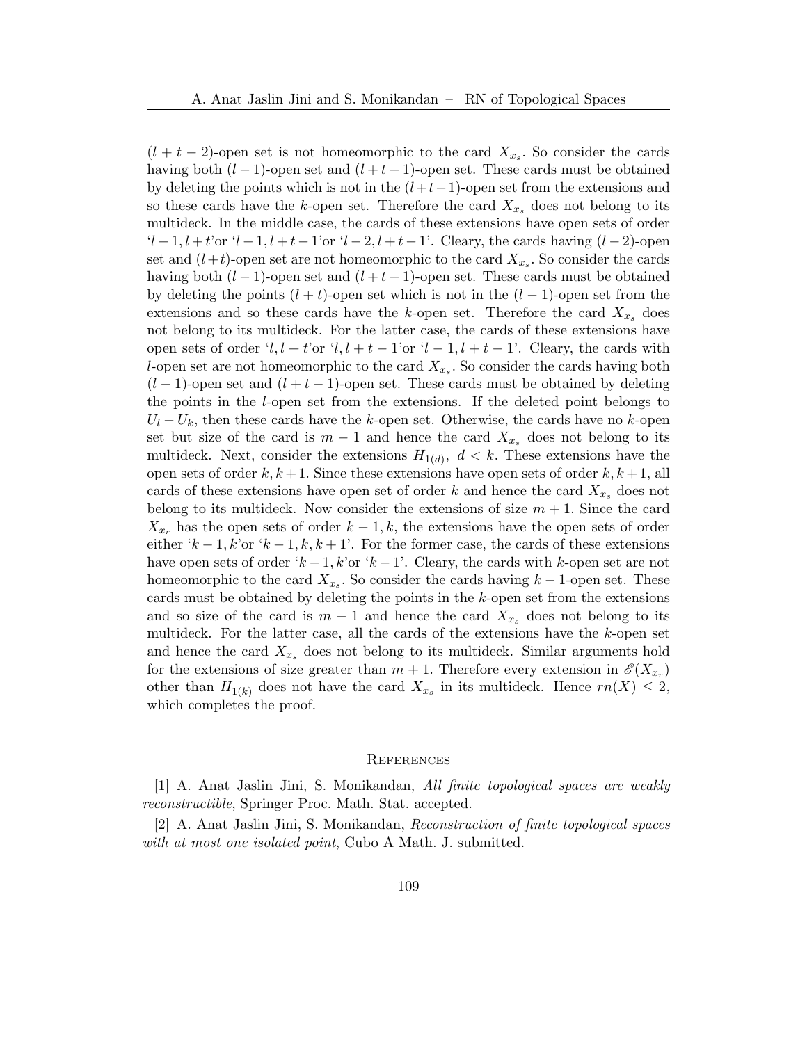$(l+t-2)$-open set is not homeomorphic to the card $X_{x_s}$. So consider the cards having both $(l-1)$-open set and $(l+t-1)$-open set. These cards must be obtained by deleting the points which is not in the $(l+t-1)$-open set from the extensions and so these cards have the $k$-open set. Therefore the card $X_{x_s}$ does not belong to its multideck. In the middle case, the cards of these extensions have open sets of order '$l-1, l+t$'or '$l-1, l+t-1$'or '$l-2, l+t-1$'. Cleary, the cards having $(l-2)$-open set and $(l+t)$-open set are not homeomorphic to the card $X_{x_s}$. So consider the cards having both $(l-1)$-open set and $(l+t-1)$-open set. These cards must be obtained by deleting the points $(l+t)$-open set which is not in the $(l-1)$-open set from the extensions and so these cards have the $k$-open set. Therefore the card $X_{x_s}$ does not belong to its multideck. For the latter case, the cards of these extensions have open sets of order '$l, l+t$'or '$l, l+t-1$'or '$l-1, l+t-1$'. Cleary, the cards with $l$-open set are not homeomorphic to the card $X_{x_s}$. So consider the cards having both $(l-1)$-open set and $(l+t-1)$-open set. These cards must be obtained by deleting the points in the $l$-open set from the extensions. If the deleted point belongs to $U_l - U_k$, then these cards have the $k$-open set. Otherwise, the cards have no $k$-open set but size of the card is $m-1$ and hence the card $X_{x_s}$ does not belong to its multideck. Next, consider the extensions $H_{1(d)},\ d < k$. These extensions have the open sets of order $k, k+1$. Since these extensions have open sets of order $k, k+1$, all cards of these extensions have open set of order $k$ and hence the card $X_{x_s}$ does not belong to its multideck. Now consider the extensions of size $m+1$. Since the card $X_{x_r}$ has the open sets of order $k-1, k$, the extensions have the open sets of order either '$k-1, k$'or '$k-1, k, k+1$'. For the former case, the cards of these extensions have open sets of order '$k-1, k$'or '$k-1$'. Cleary, the cards with $k$-open set are not homeomorphic to the card $X_{x_s}$. So consider the cards having $k-1$-open set. These cards must be obtained by deleting the points in the $k$-open set from the extensions and so size of the card is $m-1$ and hence the card $X_{x_s}$ does not belong to its multideck. For the latter case, all the cards of the extensions have the $k$-open set and hence the card $X_{x_s}$ does not belong to its multideck. Similar arguments hold for the extensions of size greater than $m+1$. Therefore every extension in $\mathscr{E}(X_{x_r})$ other than $H_{1(k)}$ does not have the card $X_{x_s}$ in its multideck. Hence $rn(X) \leq 2$, which completes the proof.

## References

[1] A. Anat Jaslin Jini, S. Monikandan, *All finite topological spaces are weakly reconstructible*, Springer Proc. Math. Stat. accepted.

[2] A. Anat Jaslin Jini, S. Monikandan, *Reconstruction of finite topological spaces with at most one isolated point*, Cubo A Math. J. submitted.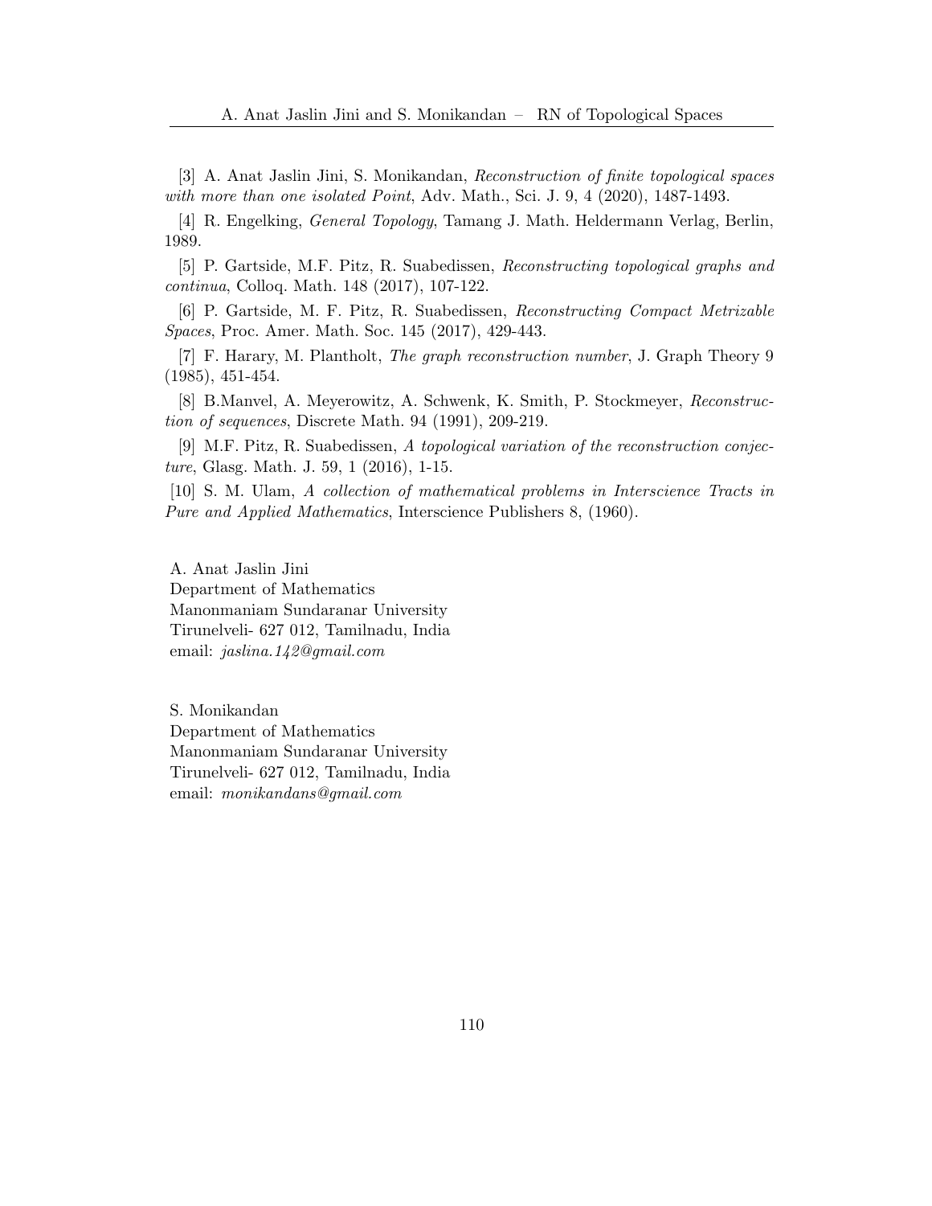[3] A. Anat Jaslin Jini, S. Monikandan, *Reconstruction of finite topological spaces with more than one isolated Point*, Adv. Math., Sci. J. 9, 4 (2020), 1487-1493.

[4] R. Engelking, *General Topology*, Tamang J. Math. Heldermann Verlag, Berlin, 1989.

[5] P. Gartside, M.F. Pitz, R. Suabedissen, *Reconstructing topological graphs and continua*, Colloq. Math. 148 (2017), 107-122.

[6] P. Gartside, M. F. Pitz, R. Suabedissen, *Reconstructing Compact Metrizable Spaces*, Proc. Amer. Math. Soc. 145 (2017), 429-443.

[7] F. Harary, M. Plantholt, *The graph reconstruction number*, J. Graph Theory 9 (1985), 451-454.

[8] B.Manvel, A. Meyerowitz, A. Schwenk, K. Smith, P. Stockmeyer, *Reconstruction of sequences*, Discrete Math. 94 (1991), 209-219.

[9] M.F. Pitz, R. Suabedissen, *A topological variation of the reconstruction conjecture*, Glasg. Math. J. 59, 1 (2016), 1-15.

[10] S. M. Ulam, *A collection of mathematical problems in Interscience Tracts in Pure and Applied Mathematics*, Interscience Publishers 8, (1960).

A. Anat Jaslin Jini
Department of Mathematics
Manonmaniam Sundaranar University
Tirunelveli- 627 012, Tamilnadu, India
email: *jaslina.142@gmail.com*

S. Monikandan
Department of Mathematics
Manonmaniam Sundaranar University
Tirunelveli- 627 012, Tamilnadu, India
email: *monikandans@gmail.com*